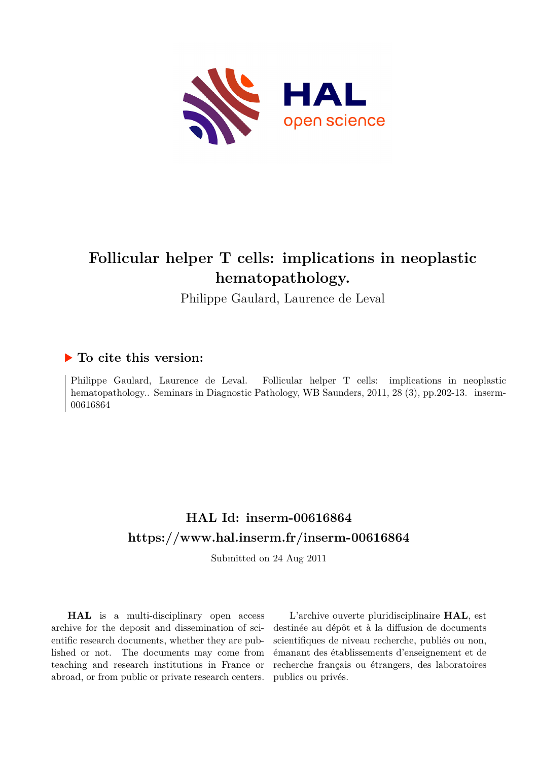# Follicular helper T cells: implications in neoplastic hematopathology.

Philippe Gaulard, Laurence de Leval

## ▶ To cite this version:

Philippe Gaulard, Laurence de Leval. Follicular helper T cells: implications in neoplastic hematopathology.. Seminars in Diagnostic Pathology, WB Saunders, 2011, 28 (3), pp.202-13. inserm-00616864

## HAL Id: inserm-00616864

## https://www.hal.inserm.fr/inserm-00616864

Submitted on 24 Aug 2011

**HAL** is a multi-disciplinary open access archive for the deposit and dissemination of scientific research documents, whether they are published or not. The documents may come from teaching and research institutions in France or abroad, or from public or private research centers.

L'archive ouverte pluridisciplinaire **HAL**, est destinée au dépôt et à la diffusion de documents scientifiques de niveau recherche, publiés ou non, émanant des établissements d'enseignement et de recherche français ou étrangers, des laboratoires publics ou privés.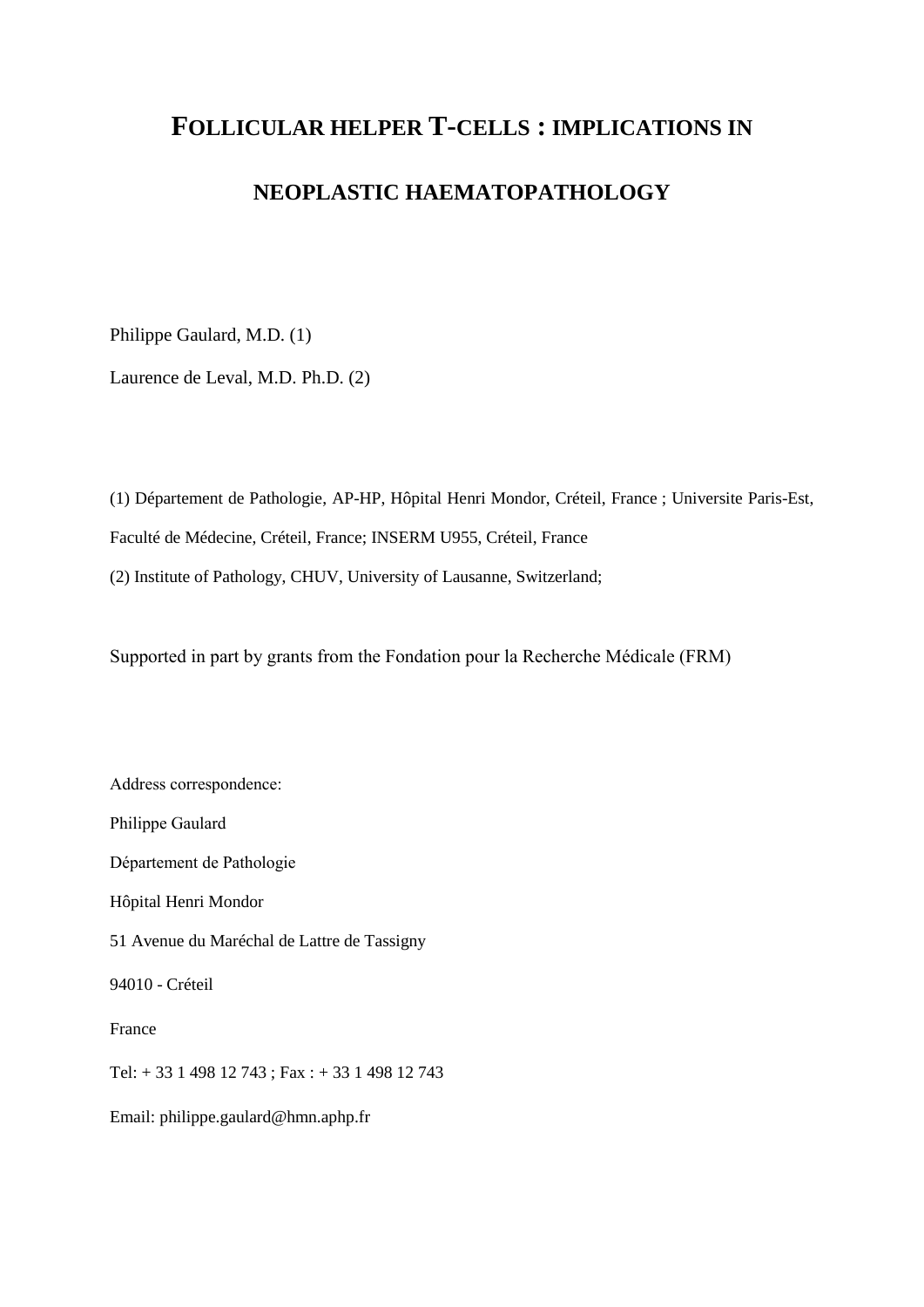# FOLLICULAR HELPER T-CELLS : IMPLICATIONS IN NEOPLASTIC HAEMATOPATHOLOGY

Philippe Gaulard, M.D. (1)

Laurence de Leval, M.D. Ph.D. (2)

(1) Département de Pathologie, AP-HP, Hôpital Henri Mondor, Créteil, France ; Universite Paris-Est, Faculté de Médecine, Créteil, France; INSERM U955, Créteil, France

(2) Institute of Pathology, CHUV, University of Lausanne, Switzerland;

Supported in part by grants from the Fondation pour la Recherche Médicale (FRM)

Address correspondence:

Philippe Gaulard

Département de Pathologie

Hôpital Henri Mondor

51 Avenue du Maréchal de Lattre de Tassigny

94010 - Créteil

France

Tel: + 33 1 498 12 743 ; Fax : + 33 1 498 12 743

Email: philippe.gaulard@hmn.aphp.fr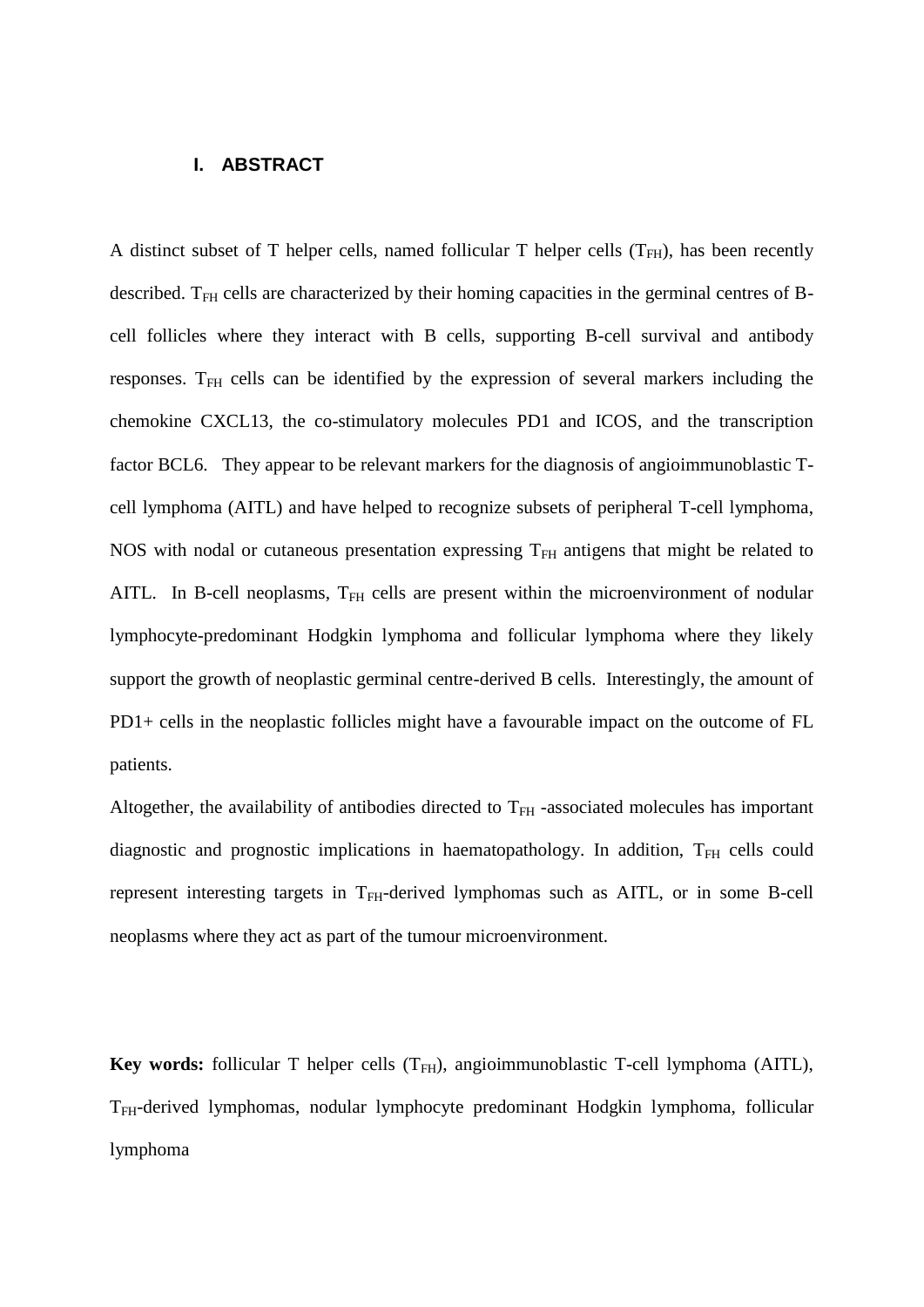# I. ABSTRACT

A distinct subset of T helper cells, named follicular T helper cells ($T_{FH}$), has been recently described. $T_{FH}$ cells are characterized by their homing capacities in the germinal centres of B-cell follicles where they interact with B cells, supporting B-cell survival and antibody responses. $T_{FH}$ cells can be identified by the expression of several markers including the chemokine CXCL13, the co-stimulatory molecules PD1 and ICOS, and the transcription factor BCL6. They appear to be relevant markers for the diagnosis of angioimmunoblastic T-cell lymphoma (AITL) and have helped to recognize subsets of peripheral T-cell lymphoma, NOS with nodal or cutaneous presentation expressing $T_{FH}$ antigens that might be related to AITL. In B-cell neoplasms, $T_{FH}$ cells are present within the microenvironment of nodular lymphocyte-predominant Hodgkin lymphoma and follicular lymphoma where they likely support the growth of neoplastic germinal centre-derived B cells. Interestingly, the amount of PD1+ cells in the neoplastic follicles might have a favourable impact on the outcome of FL patients.

Altogether, the availability of antibodies directed to $T_{FH}$ -associated molecules has important diagnostic and prognostic implications in haematopathology. In addition, $T_{FH}$ cells could represent interesting targets in $T_{FH}$-derived lymphomas such as AITL, or in some B-cell neoplasms where they act as part of the tumour microenvironment.

**Key words:** follicular T helper cells ($T_{FH}$), angioimmunoblastic T-cell lymphoma (AITL), $T_{FH}$-derived lymphomas, nodular lymphocyte predominant Hodgkin lymphoma, follicular lymphoma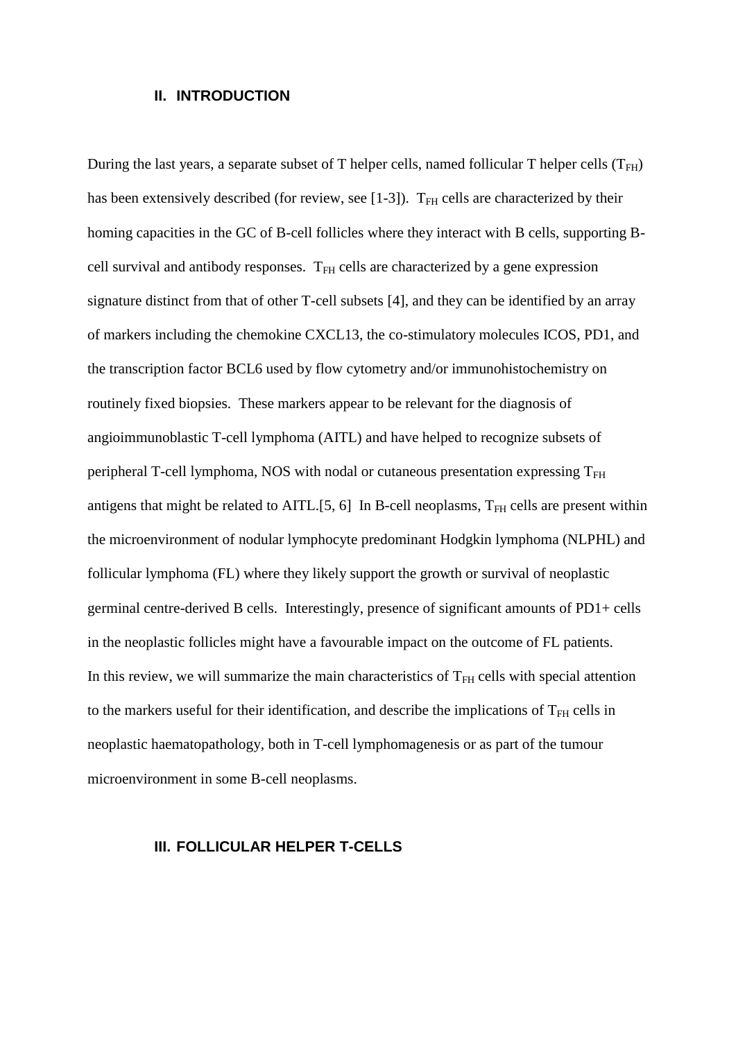## II. INTRODUCTION

During the last years, a separate subset of T helper cells, named follicular T helper cells ($T_{FH}$) has been extensively described (for review, see [1-3]). $T_{FH}$ cells are characterized by their homing capacities in the GC of B-cell follicles where they interact with B cells, supporting B-cell survival and antibody responses. $T_{FH}$ cells are characterized by a gene expression signature distinct from that of other T-cell subsets [4], and they can be identified by an array of markers including the chemokine CXCL13, the co-stimulatory molecules ICOS, PD1, and the transcription factor BCL6 used by flow cytometry and/or immunohistochemistry on routinely fixed biopsies. These markers appear to be relevant for the diagnosis of angioimmunoblastic T-cell lymphoma (AITL) and have helped to recognize subsets of peripheral T-cell lymphoma, NOS with nodal or cutaneous presentation expressing $T_{FH}$ antigens that might be related to AITL.[5, 6] In B-cell neoplasms, $T_{FH}$ cells are present within the microenvironment of nodular lymphocyte predominant Hodgkin lymphoma (NLPHL) and follicular lymphoma (FL) where they likely support the growth or survival of neoplastic germinal centre-derived B cells. Interestingly, presence of significant amounts of PD1+ cells in the neoplastic follicles might have a favourable impact on the outcome of FL patients.
In this review, we will summarize the main characteristics of $T_{FH}$ cells with special attention to the markers useful for their identification, and describe the implications of $T_{FH}$ cells in neoplastic haematopathology, both in T-cell lymphomagenesis or as part of the tumour microenvironment in some B-cell neoplasms.

## III. FOLLICULAR HELPER T-CELLS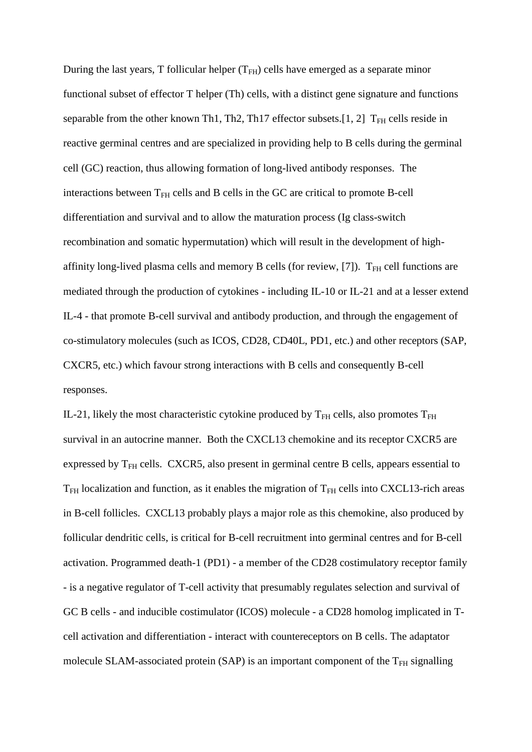During the last years, T follicular helper ($T_{FH}$) cells have emerged as a separate minor functional subset of effector T helper (Th) cells, with a distinct gene signature and functions separable from the other known Th1, Th2, Th17 effector subsets.[1, 2] $T_{FH}$ cells reside in reactive germinal centres and are specialized in providing help to B cells during the germinal cell (GC) reaction, thus allowing formation of long-lived antibody responses. The interactions between $T_{FH}$ cells and B cells in the GC are critical to promote B-cell differentiation and survival and to allow the maturation process (Ig class-switch recombination and somatic hypermutation) which will result in the development of high-affinity long-lived plasma cells and memory B cells (for review, [7]). $T_{FH}$ cell functions are mediated through the production of cytokines - including IL-10 or IL-21 and at a lesser extend IL-4 - that promote B-cell survival and antibody production, and through the engagement of co-stimulatory molecules (such as ICOS, CD28, CD40L, PD1, etc.) and other receptors (SAP, CXCR5, etc.) which favour strong interactions with B cells and consequently B-cell responses.

IL-21, likely the most characteristic cytokine produced by $T_{FH}$ cells, also promotes $T_{FH}$ survival in an autocrine manner. Both the CXCL13 chemokine and its receptor CXCR5 are expressed by $T_{FH}$ cells. CXCR5, also present in germinal centre B cells, appears essential to $T_{FH}$ localization and function, as it enables the migration of $T_{FH}$ cells into CXCL13-rich areas in B-cell follicles. CXCL13 probably plays a major role as this chemokine, also produced by follicular dendritic cells, is critical for B-cell recruitment into germinal centres and for B-cell activation. Programmed death-1 (PD1) - a member of the CD28 costimulatory receptor family - is a negative regulator of T-cell activity that presumably regulates selection and survival of GC B cells - and inducible costimulator (ICOS) molecule - a CD28 homolog implicated in T-cell activation and differentiation - interact with countereceptors on B cells. The adaptator molecule SLAM-associated protein (SAP) is an important component of the $T_{FH}$ signalling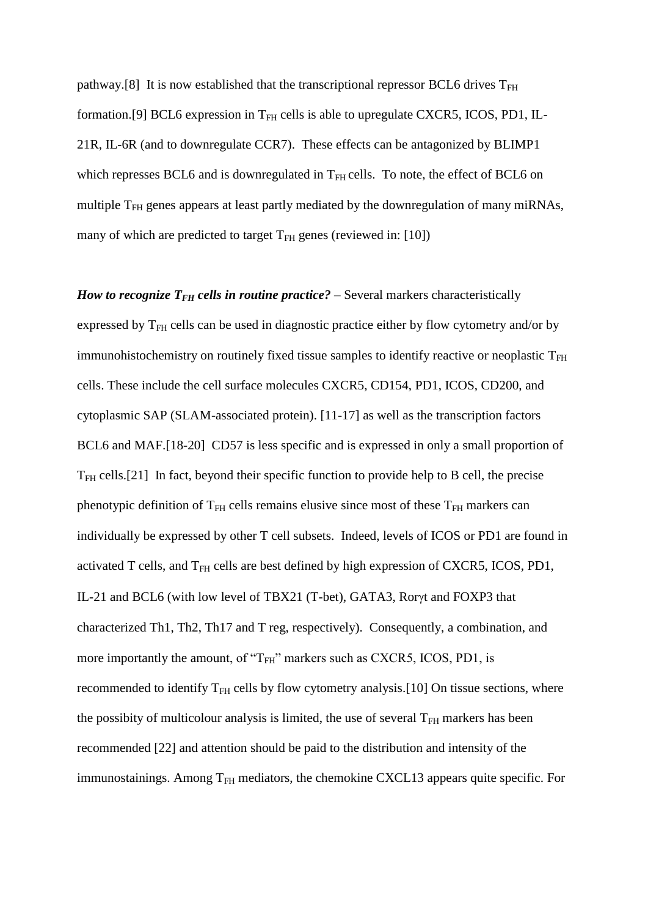pathway.[8] It is now established that the transcriptional repressor BCL6 drives $T_{FH}$ formation.[9] BCL6 expression in $T_{FH}$ cells is able to upregulate CXCR5, ICOS, PD1, IL-21R, IL-6R (and to downregulate CCR7). These effects can be antagonized by BLIMP1 which represses BCL6 and is downregulated in $T_{FH}$ cells. To note, the effect of BCL6 on multiple $T_{FH}$ genes appears at least partly mediated by the downregulation of many miRNAs, many of which are predicted to target $T_{FH}$ genes (reviewed in: [10])

***How to recognize $T_{FH}$ cells in routine practice?*** – Several markers characteristically expressed by $T_{FH}$ cells can be used in diagnostic practice either by flow cytometry and/or by immunohistochemistry on routinely fixed tissue samples to identify reactive or neoplastic $T_{FH}$ cells. These include the cell surface molecules CXCR5, CD154, PD1, ICOS, CD200, and cytoplasmic SAP (SLAM-associated protein). [11-17] as well as the transcription factors BCL6 and MAF.[18-20] CD57 is less specific and is expressed in only a small proportion of $T_{FH}$ cells.[21] In fact, beyond their specific function to provide help to B cell, the precise phenotypic definition of $T_{FH}$ cells remains elusive since most of these $T_{FH}$ markers can individually be expressed by other T cell subsets. Indeed, levels of ICOS or PD1 are found in activated T cells, and $T_{FH}$ cells are best defined by high expression of CXCR5, ICOS, PD1, IL-21 and BCL6 (with low level of TBX21 (T-bet), GATA3, Rorγt and FOXP3 that characterized Th1, Th2, Th17 and T reg, respectively). Consequently, a combination, and more importantly the amount, of "$T_{FH}$" markers such as CXCR5, ICOS, PD1, is recommended to identify $T_{FH}$ cells by flow cytometry analysis.[10] On tissue sections, where the possibity of multicolour analysis is limited, the use of several $T_{FH}$ markers has been recommended [22] and attention should be paid to the distribution and intensity of the immunostainings. Among $T_{FH}$ mediators, the chemokine CXCL13 appears quite specific. For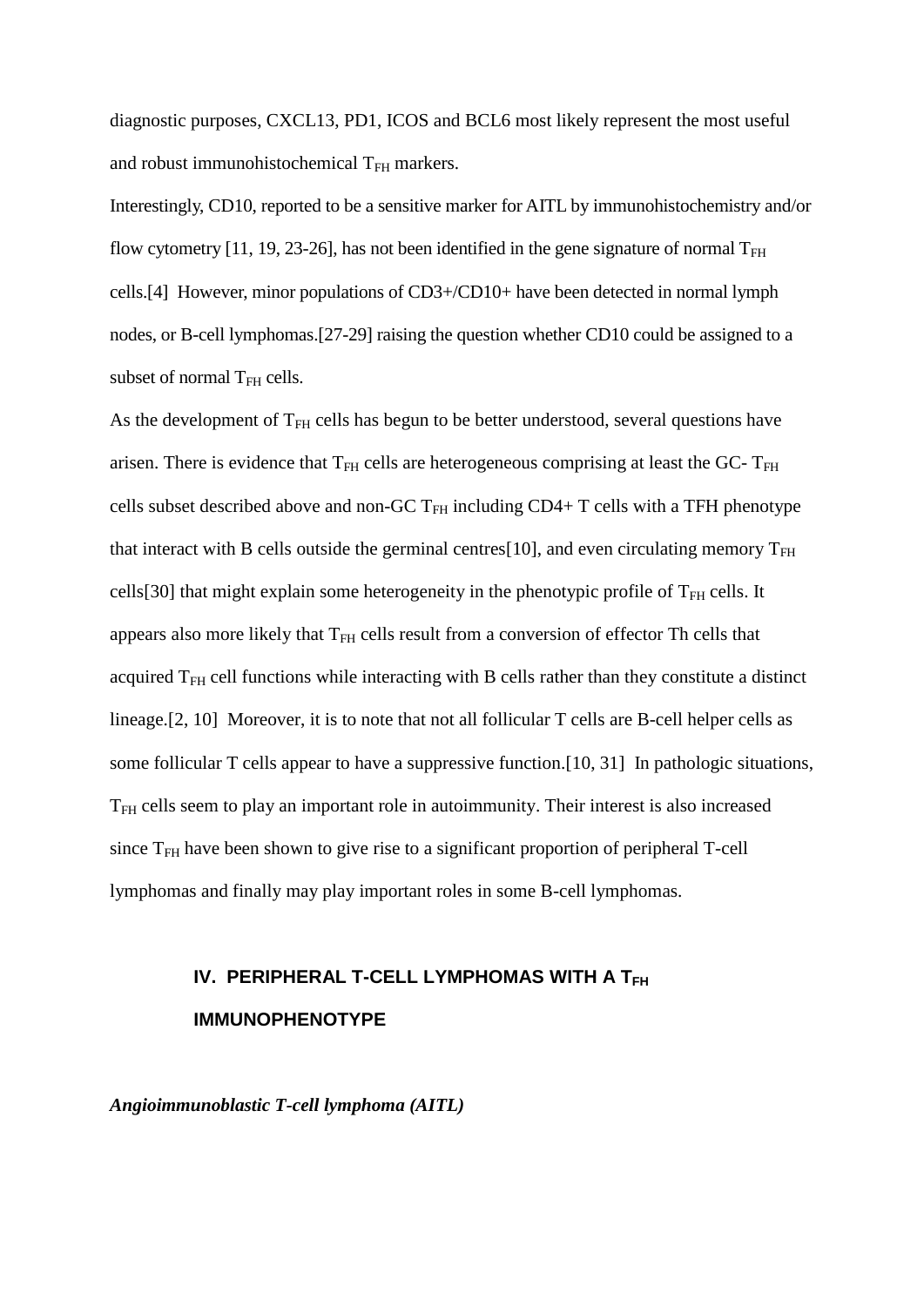diagnostic purposes, CXCL13, PD1, ICOS and BCL6 most likely represent the most useful and robust immunohistochemical $T_{FH}$ markers.

Interestingly, CD10, reported to be a sensitive marker for AITL by immunohistochemistry and/or flow cytometry [11, 19, 23-26], has not been identified in the gene signature of normal $T_{FH}$ cells.[4] However, minor populations of CD3+/CD10+ have been detected in normal lymph nodes, or B-cell lymphomas.[27-29] raising the question whether CD10 could be assigned to a subset of normal $T_{FH}$ cells.

As the development of $T_{FH}$ cells has begun to be better understood, several questions have arisen. There is evidence that $T_{FH}$ cells are heterogeneous comprising at least the GC- $T_{FH}$ cells subset described above and non-GC $T_{FH}$ including CD4+ T cells with a TFH phenotype that interact with B cells outside the germinal centres[10], and even circulating memory $T_{FH}$ cells[30] that might explain some heterogeneity in the phenotypic profile of $T_{FH}$ cells. It appears also more likely that $T_{FH}$ cells result from a conversion of effector Th cells that acquired $T_{FH}$ cell functions while interacting with B cells rather than they constitute a distinct lineage.[2, 10] Moreover, it is to note that not all follicular T cells are B-cell helper cells as some follicular T cells appear to have a suppressive function.[10, 31] In pathologic situations, $T_{FH}$ cells seem to play an important role in autoimmunity. Their interest is also increased since $T_{FH}$ have been shown to give rise to a significant proportion of peripheral T-cell lymphomas and finally may play important roles in some B-cell lymphomas.

## IV. PERIPHERAL T-CELL LYMPHOMAS WITH A $T_{FH}$ IMMUNOPHENOTYPE

***Angioimmunoblastic T-cell lymphoma (AITL)***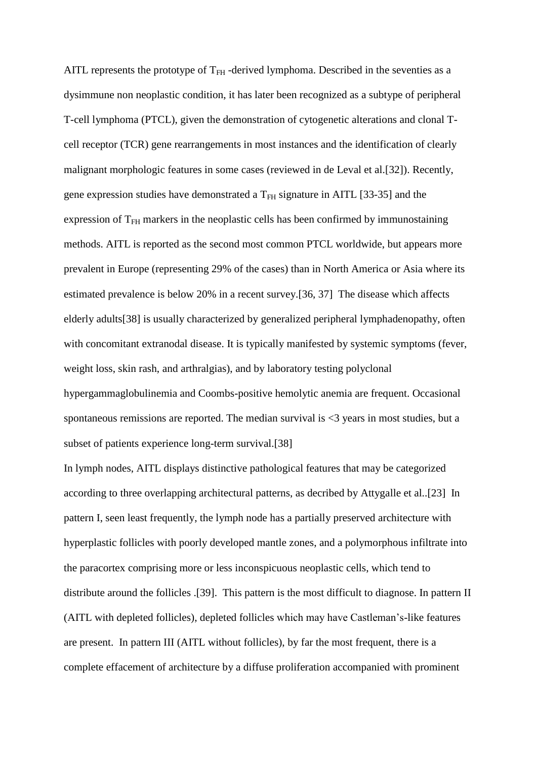AITL represents the prototype of $T_{FH}$ -derived lymphoma. Described in the seventies as a dysimmune non neoplastic condition, it has later been recognized as a subtype of peripheral T-cell lymphoma (PTCL), given the demonstration of cytogenetic alterations and clonal T-cell receptor (TCR) gene rearrangements in most instances and the identification of clearly malignant morphologic features in some cases (reviewed in de Leval et al.[32]). Recently, gene expression studies have demonstrated a $T_{FH}$ signature in AITL [33-35] and the expression of $T_{FH}$ markers in the neoplastic cells has been confirmed by immunostaining methods. AITL is reported as the second most common PTCL worldwide, but appears more prevalent in Europe (representing 29% of the cases) than in North America or Asia where its estimated prevalence is below 20% in a recent survey.[36, 37] The disease which affects elderly adults[38] is usually characterized by generalized peripheral lymphadenopathy, often with concomitant extranodal disease. It is typically manifested by systemic symptoms (fever, weight loss, skin rash, and arthralgias), and by laboratory testing polyclonal hypergammaglobulinemia and Coombs-positive hemolytic anemia are frequent. Occasional spontaneous remissions are reported. The median survival is <3 years in most studies, but a subset of patients experience long-term survival.[38]

In lymph nodes, AITL displays distinctive pathological features that may be categorized according to three overlapping architectural patterns, as decribed by Attygalle et al..[23] In pattern I, seen least frequently, the lymph node has a partially preserved architecture with hyperplastic follicles with poorly developed mantle zones, and a polymorphous infiltrate into the paracortex comprising more or less inconspicuous neoplastic cells, which tend to distribute around the follicles .[39]. This pattern is the most difficult to diagnose. In pattern II (AITL with depleted follicles), depleted follicles which may have Castleman's-like features are present. In pattern III (AITL without follicles), by far the most frequent, there is a complete effacement of architecture by a diffuse proliferation accompanied with prominent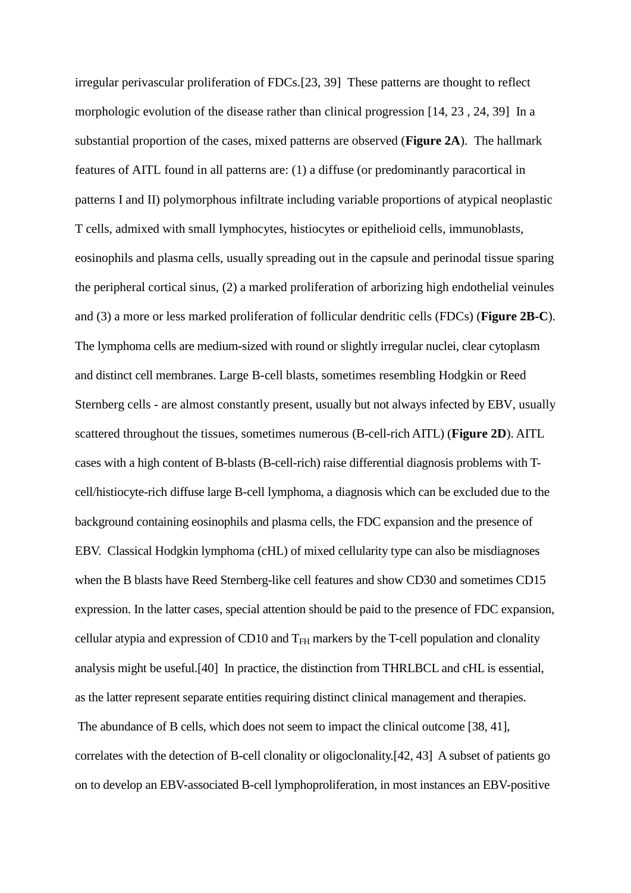irregular perivascular proliferation of FDCs.[23, 39] These patterns are thought to reflect morphologic evolution of the disease rather than clinical progression [14, 23 , 24, 39] In a substantial proportion of the cases, mixed patterns are observed (**Figure 2A**). The hallmark features of AITL found in all patterns are: (1) a diffuse (or predominantly paracortical in patterns I and II) polymorphous infiltrate including variable proportions of atypical neoplastic T cells, admixed with small lymphocytes, histiocytes or epithelioid cells, immunoblasts, eosinophils and plasma cells, usually spreading out in the capsule and perinodal tissue sparing the peripheral cortical sinus, (2) a marked proliferation of arborizing high endothelial veinules and (3) a more or less marked proliferation of follicular dendritic cells (FDCs) (**Figure 2B-C**). The lymphoma cells are medium-sized with round or slightly irregular nuclei, clear cytoplasm and distinct cell membranes. Large B-cell blasts, sometimes resembling Hodgkin or Reed Sternberg cells - are almost constantly present, usually but not always infected by EBV, usually scattered throughout the tissues, sometimes numerous (B-cell-rich AITL) (**Figure 2D**). AITL cases with a high content of B-blasts (B-cell-rich) raise differential diagnosis problems with T-cell/histiocyte-rich diffuse large B-cell lymphoma, a diagnosis which can be excluded due to the background containing eosinophils and plasma cells, the FDC expansion and the presence of EBV. Classical Hodgkin lymphoma (cHL) of mixed cellularity type can also be misdiagnoses when the B blasts have Reed Sternberg-like cell features and show CD30 and sometimes CD15 expression. In the latter cases, special attention should be paid to the presence of FDC expansion, cellular atypia and expression of CD10 and $T_{FH}$ markers by the T-cell population and clonality analysis might be useful.[40] In practice, the distinction from THRLBCL and cHL is essential, as the latter represent separate entities requiring distinct clinical management and therapies.

The abundance of B cells, which does not seem to impact the clinical outcome [38, 41], correlates with the detection of B-cell clonality or oligoclonality.[42, 43] A subset of patients go on to develop an EBV-associated B-cell lymphoproliferation, in most instances an EBV-positive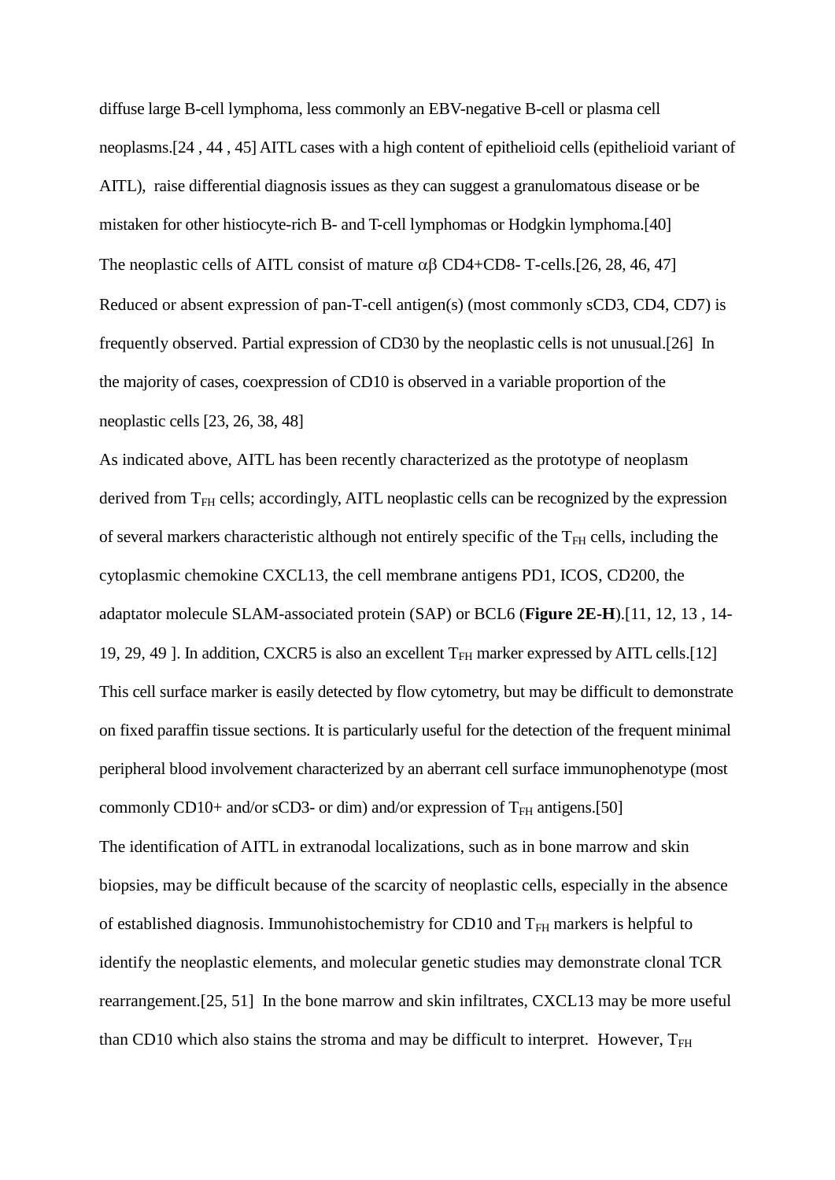diffuse large B-cell lymphoma, less commonly an EBV-negative B-cell or plasma cell neoplasms.[24 , 44 , 45] AITL cases with a high content of epithelioid cells (epithelioid variant of AITL), raise differential diagnosis issues as they can suggest a granulomatous disease or be mistaken for other histiocyte-rich B- and T-cell lymphomas or Hodgkin lymphoma.[40]

The neoplastic cells of AITL consist of mature αβ CD4+CD8- T-cells.[26, 28, 46, 47] Reduced or absent expression of pan-T-cell antigen(s) (most commonly sCD3, CD4, CD7) is frequently observed. Partial expression of CD30 by the neoplastic cells is not unusual.[26] In the majority of cases, coexpression of CD10 is observed in a variable proportion of the neoplastic cells [23, 26, 38, 48]

As indicated above, AITL has been recently characterized as the prototype of neoplasm derived from $T_{FH}$ cells; accordingly, AITL neoplastic cells can be recognized by the expression of several markers characteristic although not entirely specific of the $T_{FH}$ cells, including the cytoplasmic chemokine CXCL13, the cell membrane antigens PD1, ICOS, CD200, the adaptator molecule SLAM-associated protein (SAP) or BCL6 (**Figure 2E-H**).[11, 12, 13 , 14-19, 29, 49 ]. In addition, CXCR5 is also an excellent $T_{FH}$ marker expressed by AITL cells.[12] This cell surface marker is easily detected by flow cytometry, but may be difficult to demonstrate on fixed paraffin tissue sections. It is particularly useful for the detection of the frequent minimal peripheral blood involvement characterized by an aberrant cell surface immunophenotype (most commonly CD10+ and/or sCD3- or dim) and/or expression of $T_{FH}$ antigens.[50]

The identification of AITL in extranodal localizations, such as in bone marrow and skin biopsies, may be difficult because of the scarcity of neoplastic cells, especially in the absence of established diagnosis. Immunohistochemistry for CD10 and $T_{FH}$ markers is helpful to identify the neoplastic elements, and molecular genetic studies may demonstrate clonal TCR rearrangement.[25, 51] In the bone marrow and skin infiltrates, CXCL13 may be more useful than CD10 which also stains the stroma and may be difficult to interpret. However, $T_{FH}$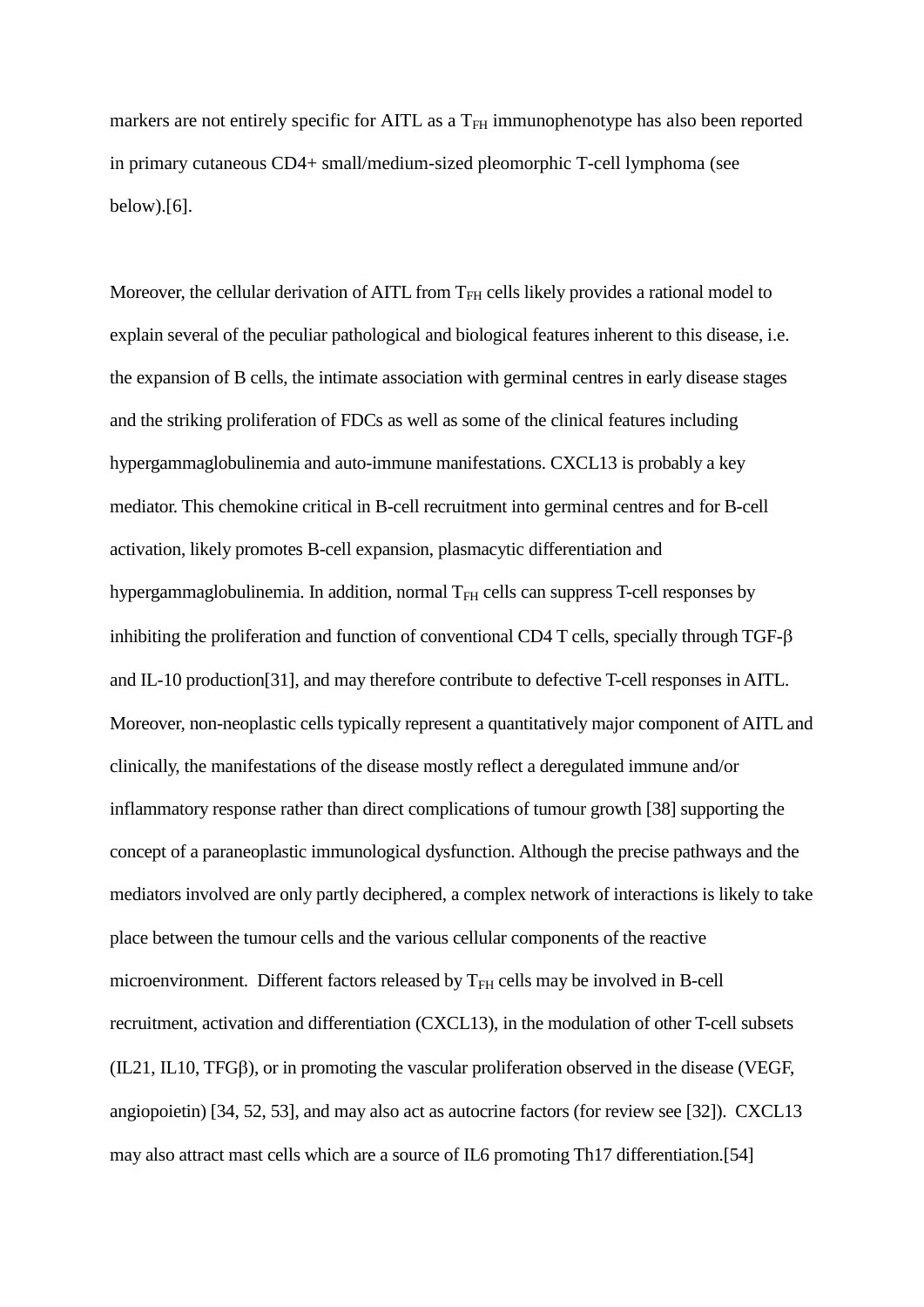markers are not entirely specific for AITL as a $T_{FH}$ immunophenotype has also been reported in primary cutaneous CD4+ small/medium-sized pleomorphic T-cell lymphoma (see below).[6].

Moreover, the cellular derivation of AITL from $T_{FH}$ cells likely provides a rational model to explain several of the peculiar pathological and biological features inherent to this disease, i.e. the expansion of B cells, the intimate association with germinal centres in early disease stages and the striking proliferation of FDCs as well as some of the clinical features including hypergammaglobulinemia and auto-immune manifestations. CXCL13 is probably a key mediator. This chemokine critical in B-cell recruitment into germinal centres and for B-cell activation, likely promotes B-cell expansion, plasmacytic differentiation and hypergammaglobulinemia. In addition, normal $T_{FH}$ cells can suppress T-cell responses by inhibiting the proliferation and function of conventional CD4 T cells, specially through TGF-β and IL-10 production[31], and may therefore contribute to defective T-cell responses in AITL. Moreover, non-neoplastic cells typically represent a quantitatively major component of AITL and clinically, the manifestations of the disease mostly reflect a deregulated immune and/or inflammatory response rather than direct complications of tumour growth [38] supporting the concept of a paraneoplastic immunological dysfunction. Although the precise pathways and the mediators involved are only partly deciphered, a complex network of interactions is likely to take place between the tumour cells and the various cellular components of the reactive microenvironment. Different factors released by $T_{FH}$ cells may be involved in B-cell recruitment, activation and differentiation (CXCL13), in the modulation of other T-cell subsets (IL21, IL10, TFGβ), or in promoting the vascular proliferation observed in the disease (VEGF, angiopoietin) [34, 52, 53], and may also act as autocrine factors (for review see [32]). CXCL13 may also attract mast cells which are a source of IL6 promoting Th17 differentiation.[54]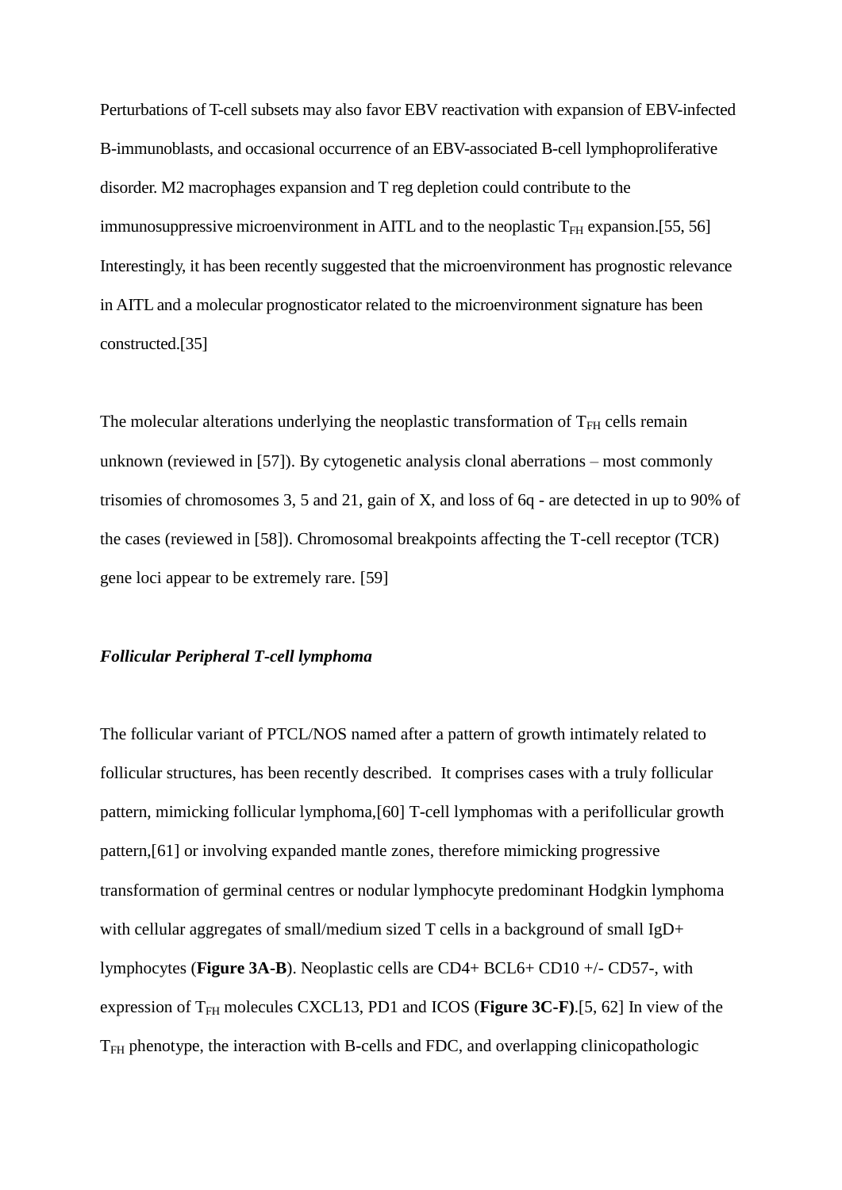Perturbations of T-cell subsets may also favor EBV reactivation with expansion of EBV-infected B-immunoblasts, and occasional occurrence of an EBV-associated B-cell lymphoproliferative disorder. M2 macrophages expansion and T reg depletion could contribute to the immunosuppressive microenvironment in AITL and to the neoplastic $T_{FH}$ expansion.[55, 56] Interestingly, it has been recently suggested that the microenvironment has prognostic relevance in AITL and a molecular prognosticator related to the microenvironment signature has been constructed.[35]

The molecular alterations underlying the neoplastic transformation of $T_{FH}$ cells remain unknown (reviewed in [57]). By cytogenetic analysis clonal aberrations – most commonly trisomies of chromosomes 3, 5 and 21, gain of X, and loss of 6q - are detected in up to 90% of the cases (reviewed in [58]). Chromosomal breakpoints affecting the T-cell receptor (TCR) gene loci appear to be extremely rare. [59]

***Follicular Peripheral T-cell lymphoma***

The follicular variant of PTCL/NOS named after a pattern of growth intimately related to follicular structures, has been recently described. It comprises cases with a truly follicular pattern, mimicking follicular lymphoma,[60] T-cell lymphomas with a perifollicular growth pattern,[61] or involving expanded mantle zones, therefore mimicking progressive transformation of germinal centres or nodular lymphocyte predominant Hodgkin lymphoma with cellular aggregates of small/medium sized T cells in a background of small IgD+ lymphocytes (**Figure 3A-B**). Neoplastic cells are CD4+ BCL6+ CD10 +/- CD57-, with expression of $T_{FH}$ molecules CXCL13, PD1 and ICOS (**Figure 3C-F)**.[5, 62] In view of the $T_{FH}$ phenotype, the interaction with B-cells and FDC, and overlapping clinicopathologic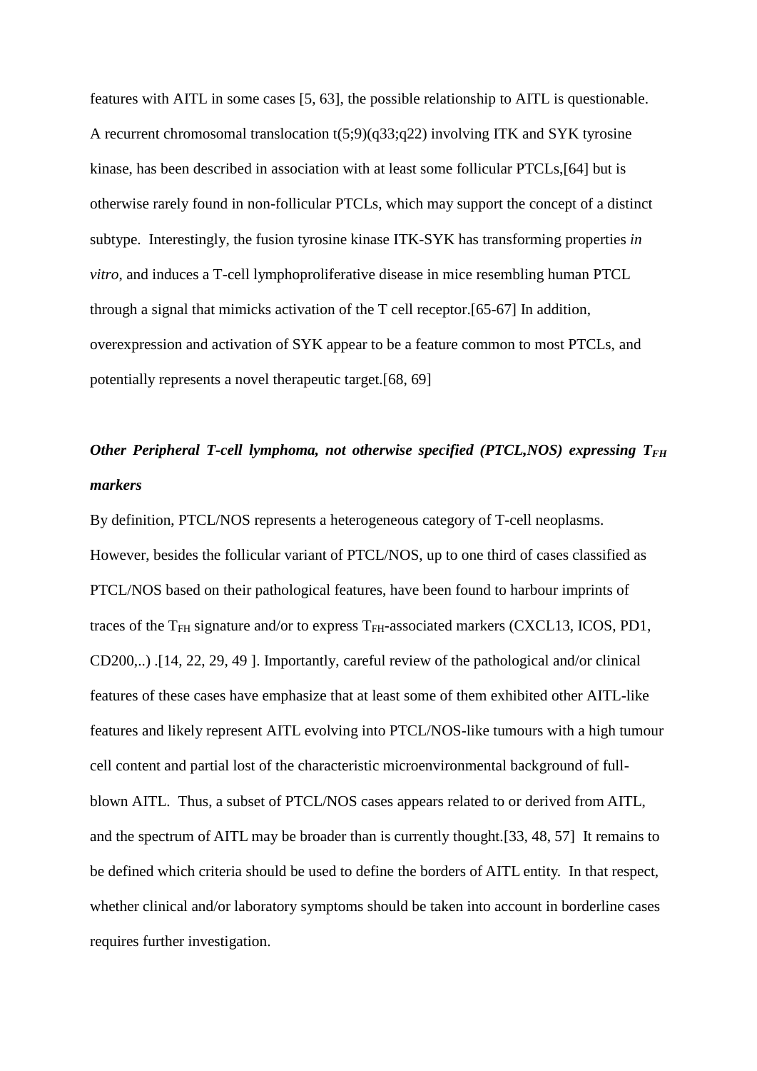features with AITL in some cases [5, 63], the possible relationship to AITL is questionable. A recurrent chromosomal translocation t(5;9)(q33;q22) involving ITK and SYK tyrosine kinase, has been described in association with at least some follicular PTCLs,[64] but is otherwise rarely found in non-follicular PTCLs, which may support the concept of a distinct subtype. Interestingly, the fusion tyrosine kinase ITK-SYK has transforming properties *in vitro*, and induces a T-cell lymphoproliferative disease in mice resembling human PTCL through a signal that mimicks activation of the T cell receptor.[65-67] In addition, overexpression and activation of SYK appear to be a feature common to most PTCLs, and potentially represents a novel therapeutic target.[68, 69]

### *Other Peripheral T-cell lymphoma, not otherwise specified (PTCL,NOS) expressing $T_{FH}$ markers*

By definition, PTCL/NOS represents a heterogeneous category of T-cell neoplasms. However, besides the follicular variant of PTCL/NOS, up to one third of cases classified as PTCL/NOS based on their pathological features, have been found to harbour imprints of traces of the $T_{FH}$ signature and/or to express $T_{FH}$-associated markers (CXCL13, ICOS, PD1, CD200,..) .[14, 22, 29, 49 ]. Importantly, careful review of the pathological and/or clinical features of these cases have emphasize that at least some of them exhibited other AITL-like features and likely represent AITL evolving into PTCL/NOS-like tumours with a high tumour cell content and partial lost of the characteristic microenvironmental background of full-blown AITL. Thus, a subset of PTCL/NOS cases appears related to or derived from AITL, and the spectrum of AITL may be broader than is currently thought.[33, 48, 57] It remains to be defined which criteria should be used to define the borders of AITL entity. In that respect, whether clinical and/or laboratory symptoms should be taken into account in borderline cases requires further investigation.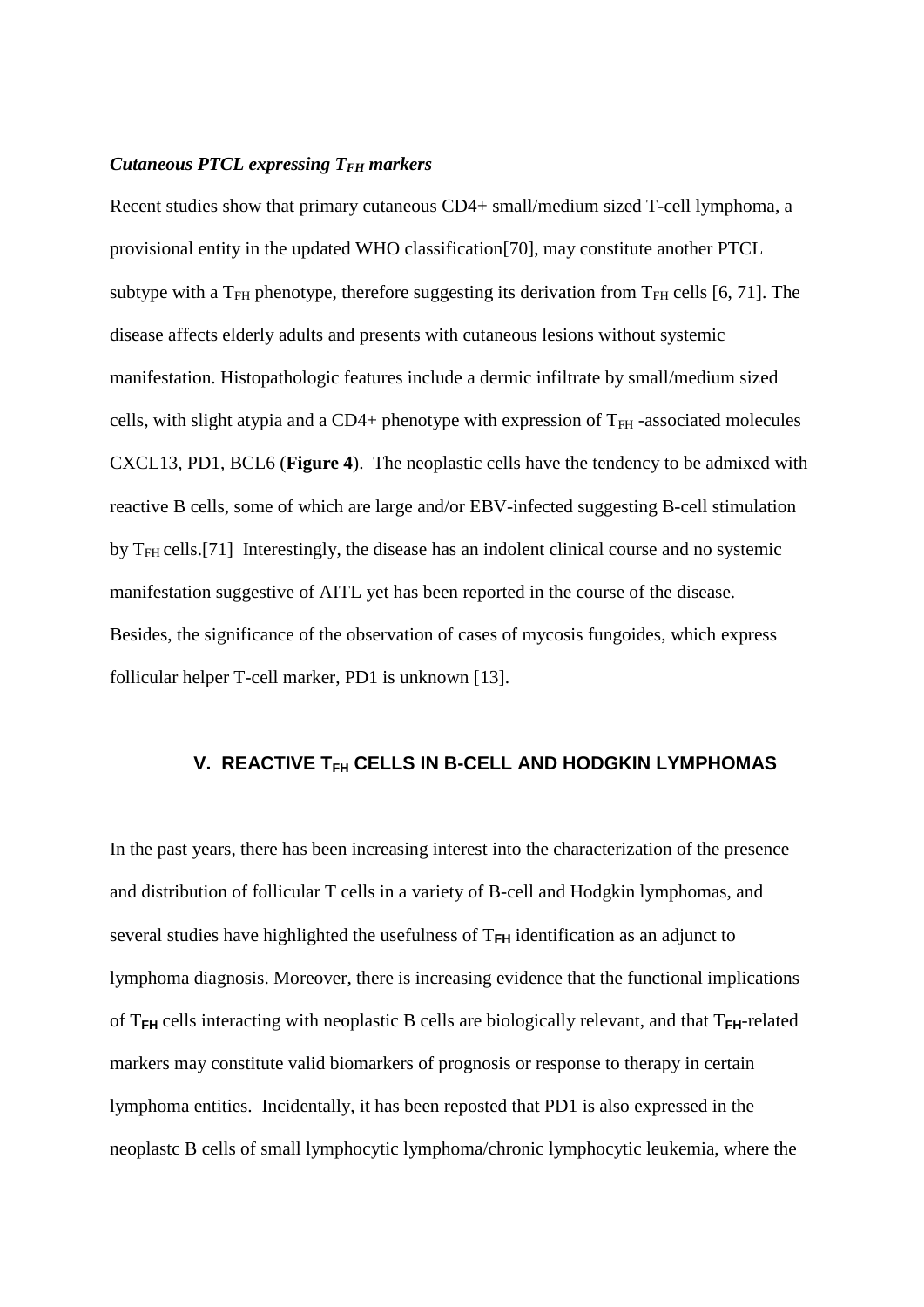***Cutaneous PTCL expressing $T_{FH}$ markers***

Recent studies show that primary cutaneous CD4+ small/medium sized T-cell lymphoma, a provisional entity in the updated WHO classification[70], may constitute another PTCL subtype with a $T_{FH}$ phenotype, therefore suggesting its derivation from $T_{FH}$ cells [6, 71]. The disease affects elderly adults and presents with cutaneous lesions without systemic manifestation. Histopathologic features include a dermic infiltrate by small/medium sized cells, with slight atypia and a CD4+ phenotype with expression of $T_{FH}$ -associated molecules CXCL13, PD1, BCL6 (**Figure 4**). The neoplastic cells have the tendency to be admixed with reactive B cells, some of which are large and/or EBV-infected suggesting B-cell stimulation by $T_{FH}$ cells.[71] Interestingly, the disease has an indolent clinical course and no systemic manifestation suggestive of AITL yet has been reported in the course of the disease. Besides, the significance of the observation of cases of mycosis fungoides, which express follicular helper T-cell marker, PD1 is unknown [13].

## V. REACTIVE $T_{FH}$ CELLS IN B-CELL AND HODGKIN LYMPHOMAS

In the past years, there has been increasing interest into the characterization of the presence and distribution of follicular T cells in a variety of B-cell and Hodgkin lymphomas, and several studies have highlighted the usefulness of $T_{FH}$ identification as an adjunct to lymphoma diagnosis. Moreover, there is increasing evidence that the functional implications of $T_{FH}$ cells interacting with neoplastic B cells are biologically relevant, and that $T_{FH}$-related markers may constitute valid biomarkers of prognosis or response to therapy in certain lymphoma entities. Incidentally, it has been reposted that PD1 is also expressed in the neoplastc B cells of small lymphocytic lymphoma/chronic lymphocytic leukemia, where the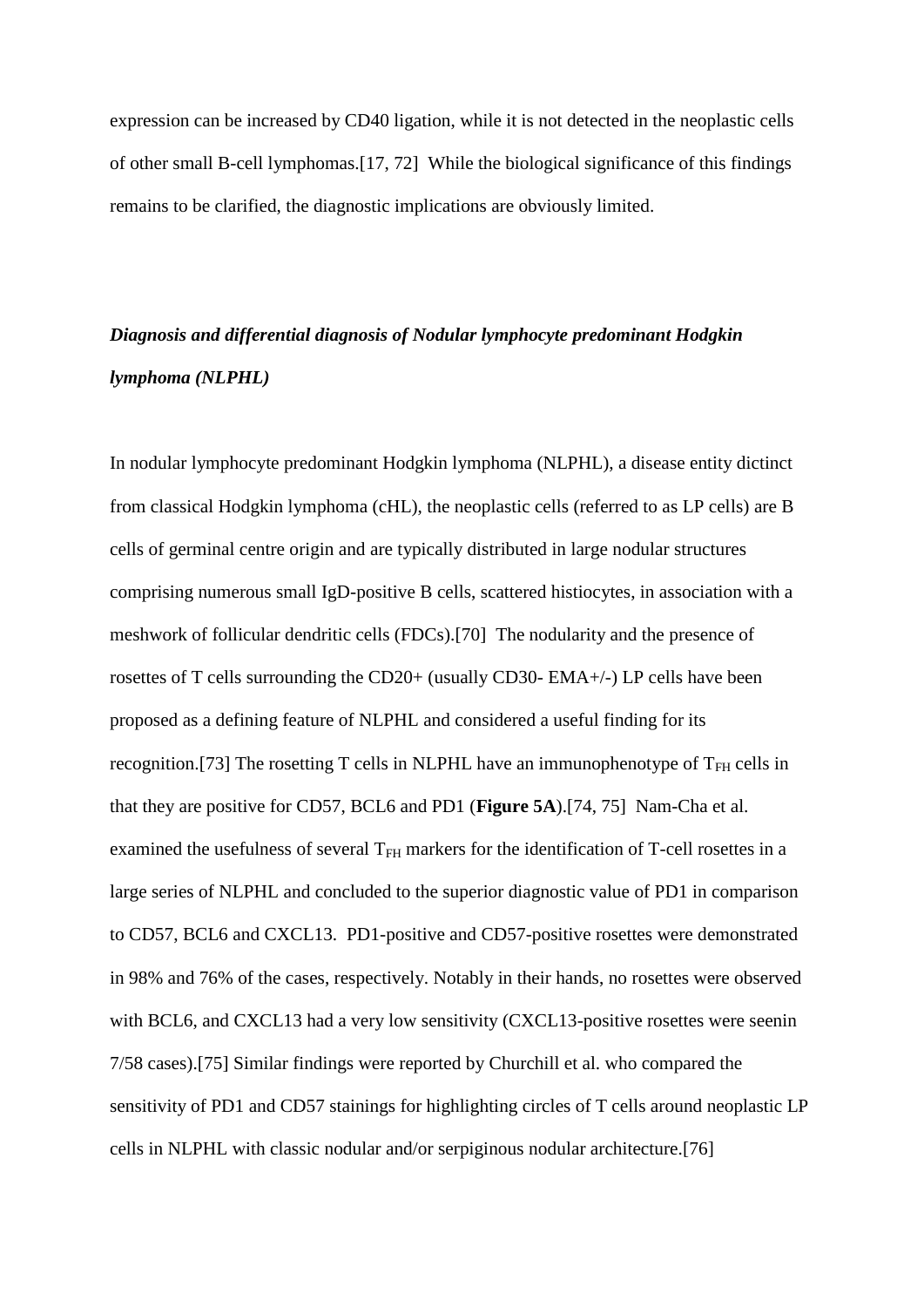expression can be increased by CD40 ligation, while it is not detected in the neoplastic cells of other small B-cell lymphomas.[17, 72] While the biological significance of this findings remains to be clarified, the diagnostic implications are obviously limited.

### ***Diagnosis and differential diagnosis of Nodular lymphocyte predominant Hodgkin lymphoma (NLPHL)***

In nodular lymphocyte predominant Hodgkin lymphoma (NLPHL), a disease entity dictinct from classical Hodgkin lymphoma (cHL), the neoplastic cells (referred to as LP cells) are B cells of germinal centre origin and are typically distributed in large nodular structures comprising numerous small IgD-positive B cells, scattered histiocytes, in association with a meshwork of follicular dendritic cells (FDCs).[70] The nodularity and the presence of rosettes of T cells surrounding the CD20+ (usually CD30- EMA+/-) LP cells have been proposed as a defining feature of NLPHL and considered a useful finding for its recognition.[73] The rosetting T cells in NLPHL have an immunophenotype of $T_{FH}$ cells in that they are positive for CD57, BCL6 and PD1 (**Figure 5A**).[74, 75] Nam-Cha et al. examined the usefulness of several $T_{FH}$ markers for the identification of T-cell rosettes in a large series of NLPHL and concluded to the superior diagnostic value of PD1 in comparison to CD57, BCL6 and CXCL13. PD1-positive and CD57-positive rosettes were demonstrated in 98% and 76% of the cases, respectively. Notably in their hands, no rosettes were observed with BCL6, and CXCL13 had a very low sensitivity (CXCL13-positive rosettes were seenin 7/58 cases).[75] Similar findings were reported by Churchill et al. who compared the sensitivity of PD1 and CD57 stainings for highlighting circles of T cells around neoplastic LP cells in NLPHL with classic nodular and/or serpiginous nodular architecture.[76]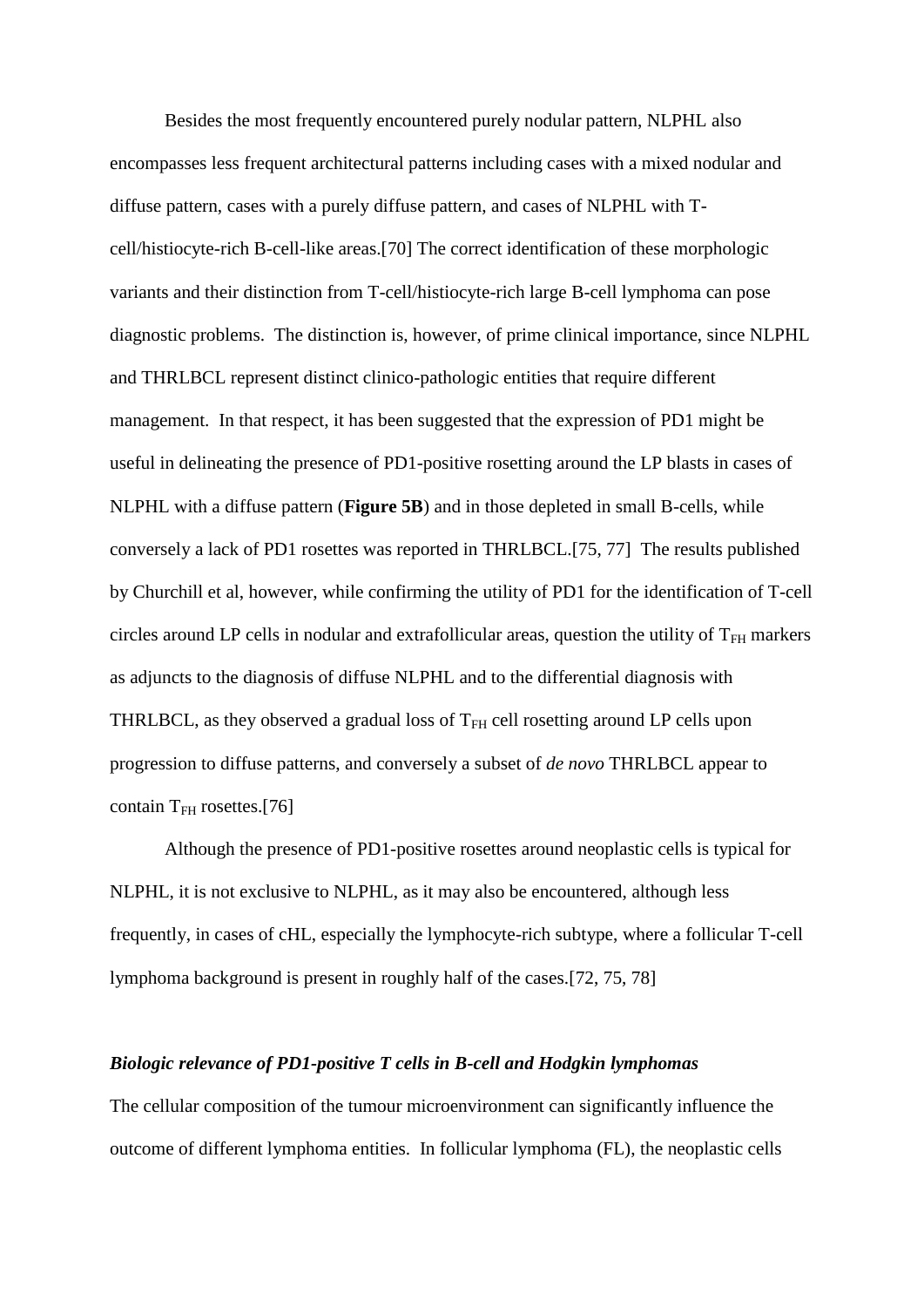Besides the most frequently encountered purely nodular pattern, NLPHL also encompasses less frequent architectural patterns including cases with a mixed nodular and diffuse pattern, cases with a purely diffuse pattern, and cases of NLPHL with T-cell/histiocyte-rich B-cell-like areas.[70] The correct identification of these morphologic variants and their distinction from T-cell/histiocyte-rich large B-cell lymphoma can pose diagnostic problems. The distinction is, however, of prime clinical importance, since NLPHL and THRLBCL represent distinct clinico-pathologic entities that require different management. In that respect, it has been suggested that the expression of PD1 might be useful in delineating the presence of PD1-positive rosetting around the LP blasts in cases of NLPHL with a diffuse pattern (**Figure 5B**) and in those depleted in small B-cells, while conversely a lack of PD1 rosettes was reported in THRLBCL.[75, 77] The results published by Churchill et al, however, while confirming the utility of PD1 for the identification of T-cell circles around LP cells in nodular and extrafollicular areas, question the utility of $T_{FH}$ markers as adjuncts to the diagnosis of diffuse NLPHL and to the differential diagnosis with THRLBCL, as they observed a gradual loss of $T_{FH}$ cell rosetting around LP cells upon progression to diffuse patterns, and conversely a subset of *de novo* THRLBCL appear to contain $T_{FH}$ rosettes.[76]

Although the presence of PD1-positive rosettes around neoplastic cells is typical for NLPHL, it is not exclusive to NLPHL, as it may also be encountered, although less frequently, in cases of cHL, especially the lymphocyte-rich subtype, where a follicular T-cell lymphoma background is present in roughly half of the cases.[72, 75, 78]

### *Biologic relevance of PD1-positive T cells in B-cell and Hodgkin lymphomas*

The cellular composition of the tumour microenvironment can significantly influence the outcome of different lymphoma entities. In follicular lymphoma (FL), the neoplastic cells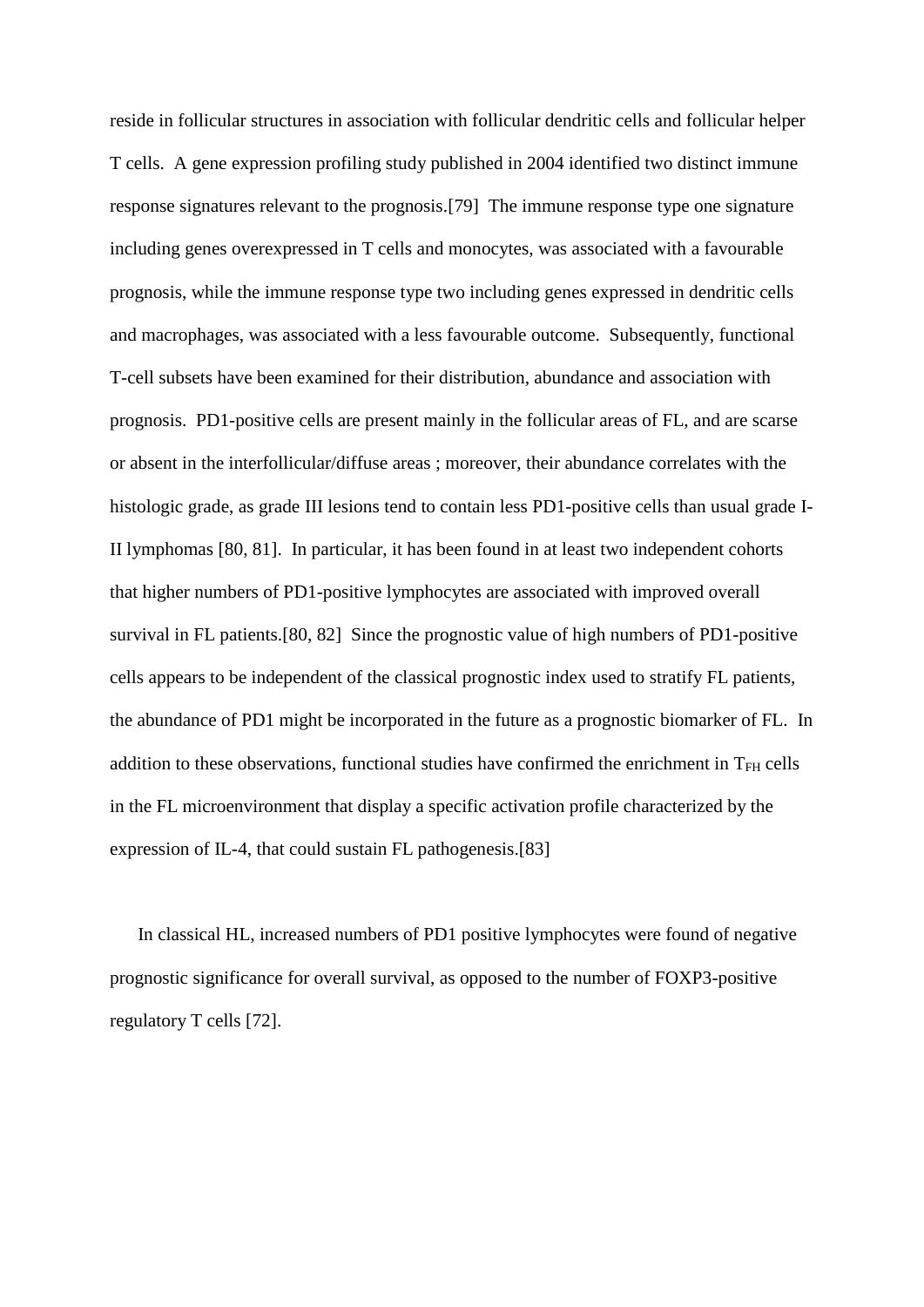reside in follicular structures in association with follicular dendritic cells and follicular helper T cells. A gene expression profiling study published in 2004 identified two distinct immune response signatures relevant to the prognosis.[79] The immune response type one signature including genes overexpressed in T cells and monocytes, was associated with a favourable prognosis, while the immune response type two including genes expressed in dendritic cells and macrophages, was associated with a less favourable outcome. Subsequently, functional T-cell subsets have been examined for their distribution, abundance and association with prognosis. PD1-positive cells are present mainly in the follicular areas of FL, and are scarse or absent in the interfollicular/diffuse areas ; moreover, their abundance correlates with the histologic grade, as grade III lesions tend to contain less PD1-positive cells than usual grade I-II lymphomas [80, 81]. In particular, it has been found in at least two independent cohorts that higher numbers of PD1-positive lymphocytes are associated with improved overall survival in FL patients.[80, 82] Since the prognostic value of high numbers of PD1-positive cells appears to be independent of the classical prognostic index used to stratify FL patients, the abundance of PD1 might be incorporated in the future as a prognostic biomarker of FL. In addition to these observations, functional studies have confirmed the enrichment in $T_{FH}$ cells in the FL microenvironment that display a specific activation profile characterized by the expression of IL-4, that could sustain FL pathogenesis.[83]

In classical HL, increased numbers of PD1 positive lymphocytes were found of negative prognostic significance for overall survival, as opposed to the number of FOXP3-positive regulatory T cells [72].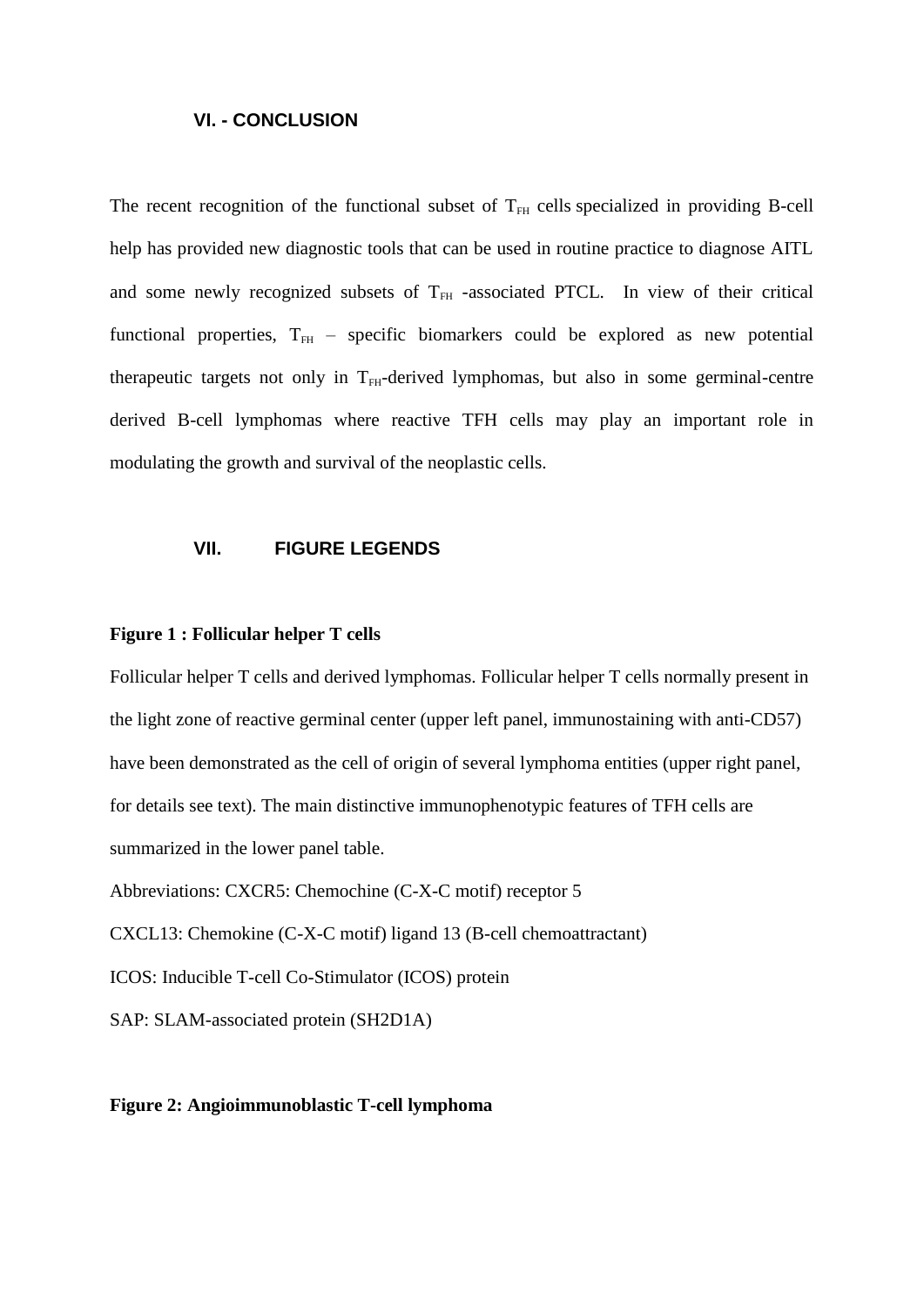## VI. - CONCLUSION

The recent recognition of the functional subset of $T_{FH}$ cells specialized in providing B-cell help has provided new diagnostic tools that can be used in routine practice to diagnose AITL and some newly recognized subsets of $T_{FH}$ -associated PTCL. In view of their critical functional properties, $T_{FH}$ – specific biomarkers could be explored as new potential therapeutic targets not only in $T_{FH}$-derived lymphomas, but also in some germinal-centre derived B-cell lymphomas where reactive TFH cells may play an important role in modulating the growth and survival of the neoplastic cells.

## VII. FIGURE LEGENDS

**Figure 1 : Follicular helper T cells**

Follicular helper T cells and derived lymphomas. Follicular helper T cells normally present in the light zone of reactive germinal center (upper left panel, immunostaining with anti-CD57) have been demonstrated as the cell of origin of several lymphoma entities (upper right panel, for details see text). The main distinctive immunophenotypic features of TFH cells are summarized in the lower panel table.

Abbreviations: CXCR5: Chemochine (C-X-C motif) receptor 5

CXCL13: Chemokine (C-X-C motif) ligand 13 (B-cell chemoattractant)

ICOS: Inducible T-cell Co-Stimulator (ICOS) protein

SAP: SLAM-associated protein (SH2D1A)

**Figure 2: Angioimmunoblastic T-cell lymphoma**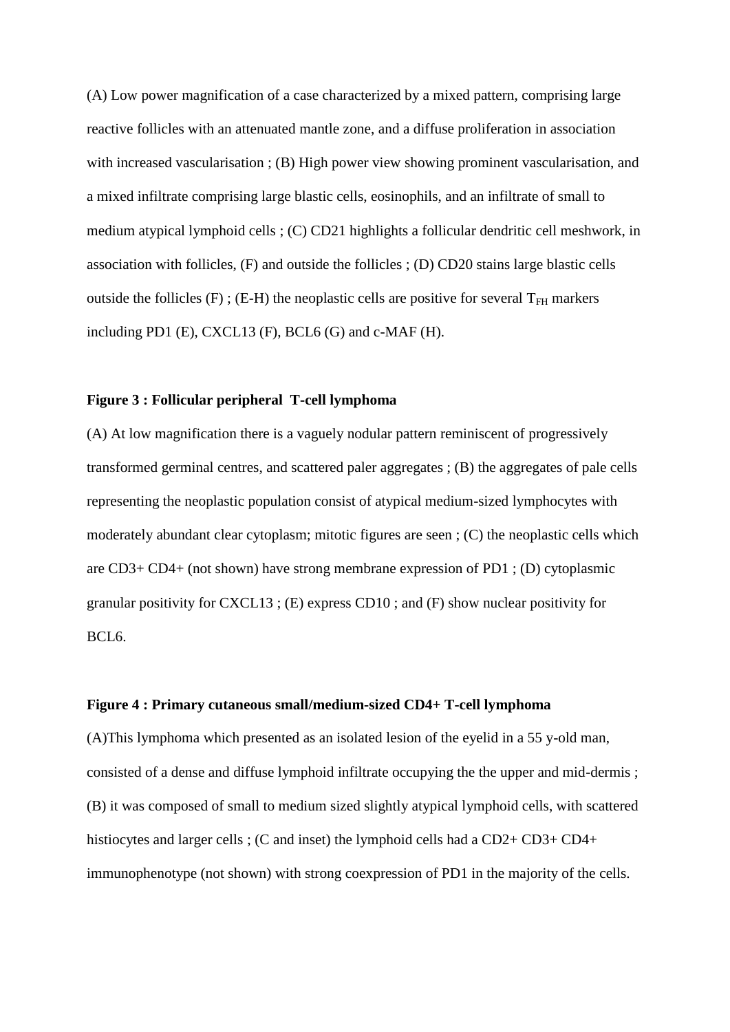(A) Low power magnification of a case characterized by a mixed pattern, comprising large reactive follicles with an attenuated mantle zone, and a diffuse proliferation in association with increased vascularisation ; (B) High power view showing prominent vascularisation, and a mixed infiltrate comprising large blastic cells, eosinophils, and an infiltrate of small to medium atypical lymphoid cells ; (C) CD21 highlights a follicular dendritic cell meshwork, in association with follicles, (F) and outside the follicles ; (D) CD20 stains large blastic cells outside the follicles (F) ; (E-H) the neoplastic cells are positive for several $T_{FH}$ markers including PD1 (E), CXCL13 (F), BCL6 (G) and c-MAF (H).

**Figure 3 : Follicular peripheral T-cell lymphoma**

(A) At low magnification there is a vaguely nodular pattern reminiscent of progressively transformed germinal centres, and scattered paler aggregates ; (B) the aggregates of pale cells representing the neoplastic population consist of atypical medium-sized lymphocytes with moderately abundant clear cytoplasm; mitotic figures are seen ; (C) the neoplastic cells which are CD3+ CD4+ (not shown) have strong membrane expression of PD1 ; (D) cytoplasmic granular positivity for CXCL13 ; (E) express CD10 ; and (F) show nuclear positivity for BCL6.

**Figure 4 : Primary cutaneous small/medium-sized CD4+ T-cell lymphoma**

(A)This lymphoma which presented as an isolated lesion of the eyelid in a 55 y-old man, consisted of a dense and diffuse lymphoid infiltrate occupying the the upper and mid-dermis ; (B) it was composed of small to medium sized slightly atypical lymphoid cells, with scattered histiocytes and larger cells ; (C and inset) the lymphoid cells had a CD2+ CD3+ CD4+ immunophenotype (not shown) with strong coexpression of PD1 in the majority of the cells.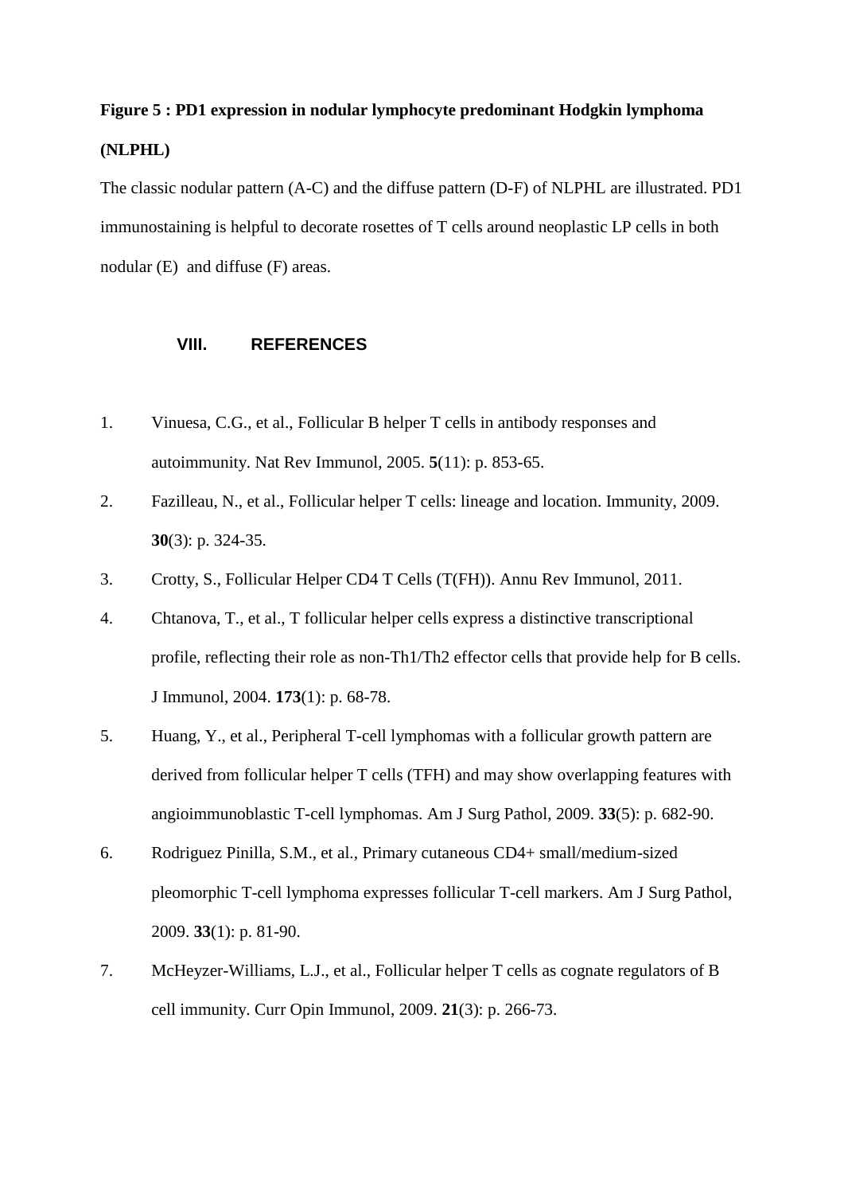**Figure 5 : PD1 expression in nodular lymphocyte predominant Hodgkin lymphoma (NLPHL)**

The classic nodular pattern (A-C) and the diffuse pattern (D-F) of NLPHL are illustrated. PD1 immunostaining is helpful to decorate rosettes of T cells around neoplastic LP cells in both nodular (E) and diffuse (F) areas.

## VIII. REFERENCES

1. Vinuesa, C.G., et al., Follicular B helper T cells in antibody responses and autoimmunity. Nat Rev Immunol, 2005. **5**(11): p. 853-65.
2. Fazilleau, N., et al., Follicular helper T cells: lineage and location. Immunity, 2009. **30**(3): p. 324-35.
3. Crotty, S., Follicular Helper CD4 T Cells (T(FH)). Annu Rev Immunol, 2011.
4. Chtanova, T., et al., T follicular helper cells express a distinctive transcriptional profile, reflecting their role as non-Th1/Th2 effector cells that provide help for B cells. J Immunol, 2004. **173**(1): p. 68-78.
5. Huang, Y., et al., Peripheral T-cell lymphomas with a follicular growth pattern are derived from follicular helper T cells (TFH) and may show overlapping features with angioimmunoblastic T-cell lymphomas. Am J Surg Pathol, 2009. **33**(5): p. 682-90.
6. Rodriguez Pinilla, S.M., et al., Primary cutaneous CD4+ small/medium-sized pleomorphic T-cell lymphoma expresses follicular T-cell markers. Am J Surg Pathol, 2009. **33**(1): p. 81-90.
7. McHeyzer-Williams, L.J., et al., Follicular helper T cells as cognate regulators of B cell immunity. Curr Opin Immunol, 2009. **21**(3): p. 266-73.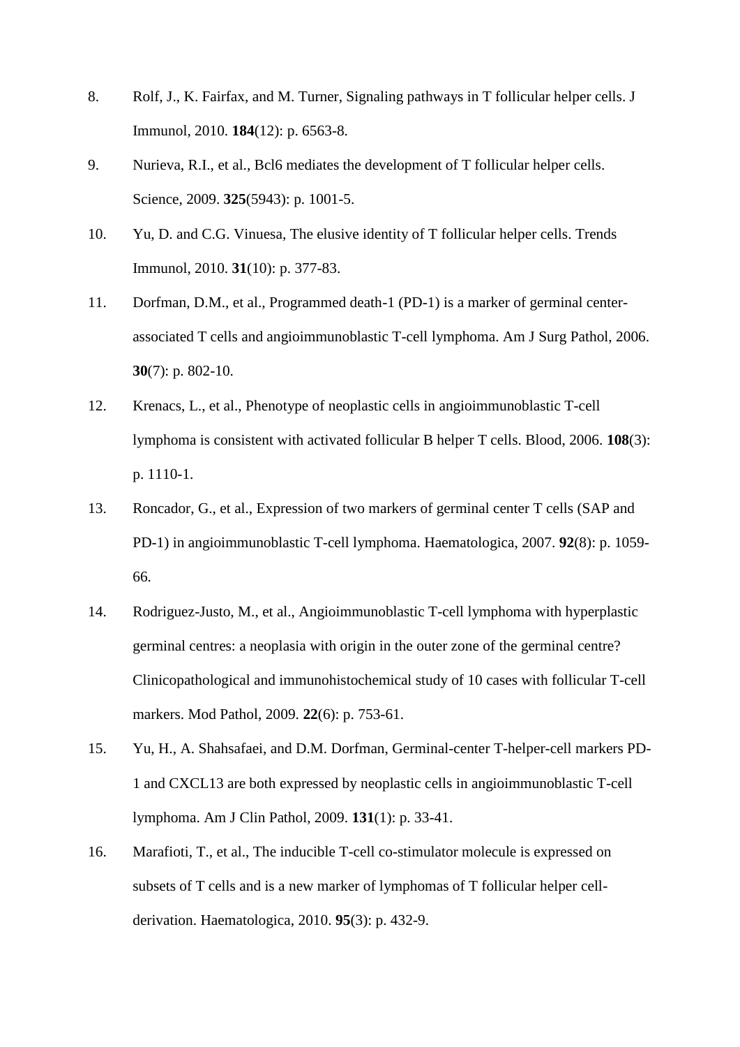8. Rolf, J., K. Fairfax, and M. Turner, Signaling pathways in T follicular helper cells. J Immunol, 2010. **184**(12): p. 6563-8.
9. Nurieva, R.I., et al., Bcl6 mediates the development of T follicular helper cells. Science, 2009. **325**(5943): p. 1001-5.
10. Yu, D. and C.G. Vinuesa, The elusive identity of T follicular helper cells. Trends Immunol, 2010. **31**(10): p. 377-83.
11. Dorfman, D.M., et al., Programmed death-1 (PD-1) is a marker of germinal center-associated T cells and angioimmunoblastic T-cell lymphoma. Am J Surg Pathol, 2006. **30**(7): p. 802-10.
12. Krenacs, L., et al., Phenotype of neoplastic cells in angioimmunoblastic T-cell lymphoma is consistent with activated follicular B helper T cells. Blood, 2006. **108**(3): p. 1110-1.
13. Roncador, G., et al., Expression of two markers of germinal center T cells (SAP and PD-1) in angioimmunoblastic T-cell lymphoma. Haematologica, 2007. **92**(8): p. 1059-66.
14. Rodriguez-Justo, M., et al., Angioimmunoblastic T-cell lymphoma with hyperplastic germinal centres: a neoplasia with origin in the outer zone of the germinal centre? Clinicopathological and immunohistochemical study of 10 cases with follicular T-cell markers. Mod Pathol, 2009. **22**(6): p. 753-61.
15. Yu, H., A. Shahsafaei, and D.M. Dorfman, Germinal-center T-helper-cell markers PD-1 and CXCL13 are both expressed by neoplastic cells in angioimmunoblastic T-cell lymphoma. Am J Clin Pathol, 2009. **131**(1): p. 33-41.
16. Marafioti, T., et al., The inducible T-cell co-stimulator molecule is expressed on subsets of T cells and is a new marker of lymphomas of T follicular helper cell-derivation. Haematologica, 2010. **95**(3): p. 432-9.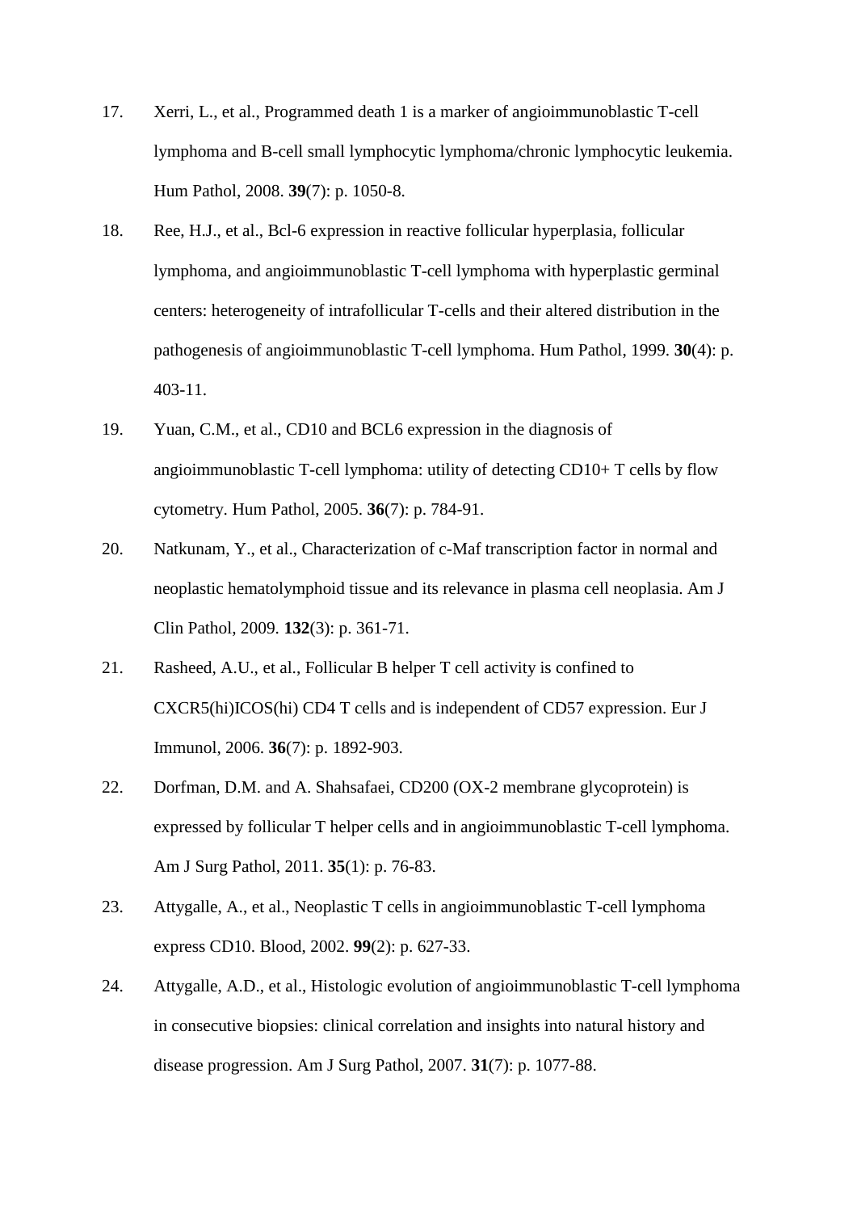17. Xerri, L., et al., Programmed death 1 is a marker of angioimmunoblastic T-cell lymphoma and B-cell small lymphocytic lymphoma/chronic lymphocytic leukemia. Hum Pathol, 2008. **39**(7): p. 1050-8.

18. Ree, H.J., et al., Bcl-6 expression in reactive follicular hyperplasia, follicular lymphoma, and angioimmunoblastic T-cell lymphoma with hyperplastic germinal centers: heterogeneity of intrafollicular T-cells and their altered distribution in the pathogenesis of angioimmunoblastic T-cell lymphoma. Hum Pathol, 1999. **30**(4): p. 403-11.

19. Yuan, C.M., et al., CD10 and BCL6 expression in the diagnosis of angioimmunoblastic T-cell lymphoma: utility of detecting CD10+ T cells by flow cytometry. Hum Pathol, 2005. **36**(7): p. 784-91.

20. Natkunam, Y., et al., Characterization of c-Maf transcription factor in normal and neoplastic hematolymphoid tissue and its relevance in plasma cell neoplasia. Am J Clin Pathol, 2009. **132**(3): p. 361-71.

21. Rasheed, A.U., et al., Follicular B helper T cell activity is confined to CXCR5(hi)ICOS(hi) CD4 T cells and is independent of CD57 expression. Eur J Immunol, 2006. **36**(7): p. 1892-903.

22. Dorfman, D.M. and A. Shahsafaei, CD200 (OX-2 membrane glycoprotein) is expressed by follicular T helper cells and in angioimmunoblastic T-cell lymphoma. Am J Surg Pathol, 2011. **35**(1): p. 76-83.

23. Attygalle, A., et al., Neoplastic T cells in angioimmunoblastic T-cell lymphoma express CD10. Blood, 2002. **99**(2): p. 627-33.

24. Attygalle, A.D., et al., Histologic evolution of angioimmunoblastic T-cell lymphoma in consecutive biopsies: clinical correlation and insights into natural history and disease progression. Am J Surg Pathol, 2007. **31**(7): p. 1077-88.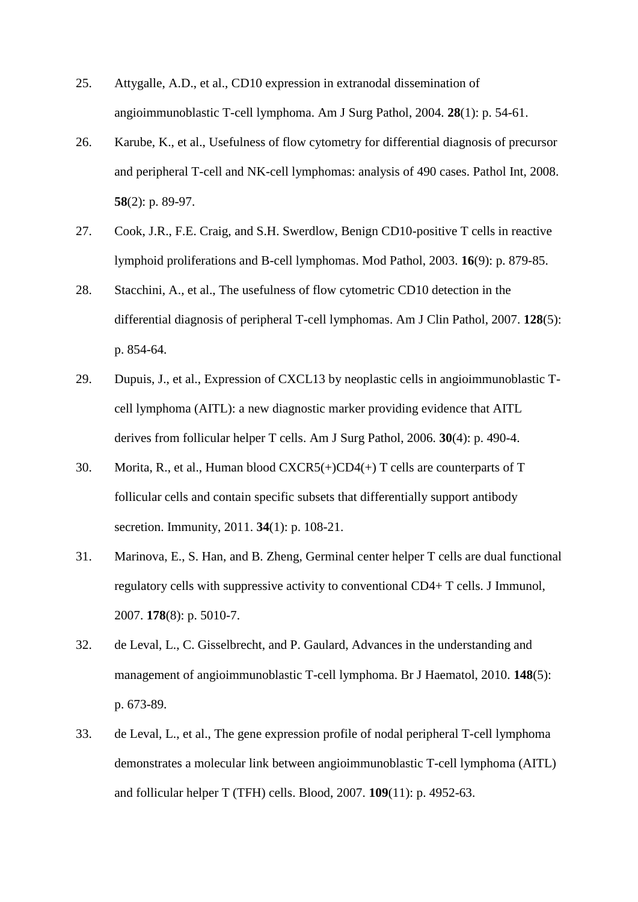25. Attygalle, A.D., et al., CD10 expression in extranodal dissemination of angioimmunoblastic T-cell lymphoma. Am J Surg Pathol, 2004. **28**(1): p. 54-61.
26. Karube, K., et al., Usefulness of flow cytometry for differential diagnosis of precursor and peripheral T-cell and NK-cell lymphomas: analysis of 490 cases. Pathol Int, 2008. **58**(2): p. 89-97.
27. Cook, J.R., F.E. Craig, and S.H. Swerdlow, Benign CD10-positive T cells in reactive lymphoid proliferations and B-cell lymphomas. Mod Pathol, 2003. **16**(9): p. 879-85.
28. Stacchini, A., et al., The usefulness of flow cytometric CD10 detection in the differential diagnosis of peripheral T-cell lymphomas. Am J Clin Pathol, 2007. **128**(5): p. 854-64.
29. Dupuis, J., et al., Expression of CXCL13 by neoplastic cells in angioimmunoblastic T-cell lymphoma (AITL): a new diagnostic marker providing evidence that AITL derives from follicular helper T cells. Am J Surg Pathol, 2006. **30**(4): p. 490-4.
30. Morita, R., et al., Human blood CXCR5(+)CD4(+) T cells are counterparts of T follicular cells and contain specific subsets that differentially support antibody secretion. Immunity, 2011. **34**(1): p. 108-21.
31. Marinova, E., S. Han, and B. Zheng, Germinal center helper T cells are dual functional regulatory cells with suppressive activity to conventional CD4+ T cells. J Immunol, 2007. **178**(8): p. 5010-7.
32. de Leval, L., C. Gisselbrecht, and P. Gaulard, Advances in the understanding and management of angioimmunoblastic T-cell lymphoma. Br J Haematol, 2010. **148**(5): p. 673-89.
33. de Leval, L., et al., The gene expression profile of nodal peripheral T-cell lymphoma demonstrates a molecular link between angioimmunoblastic T-cell lymphoma (AITL) and follicular helper T (TFH) cells. Blood, 2007. **109**(11): p. 4952-63.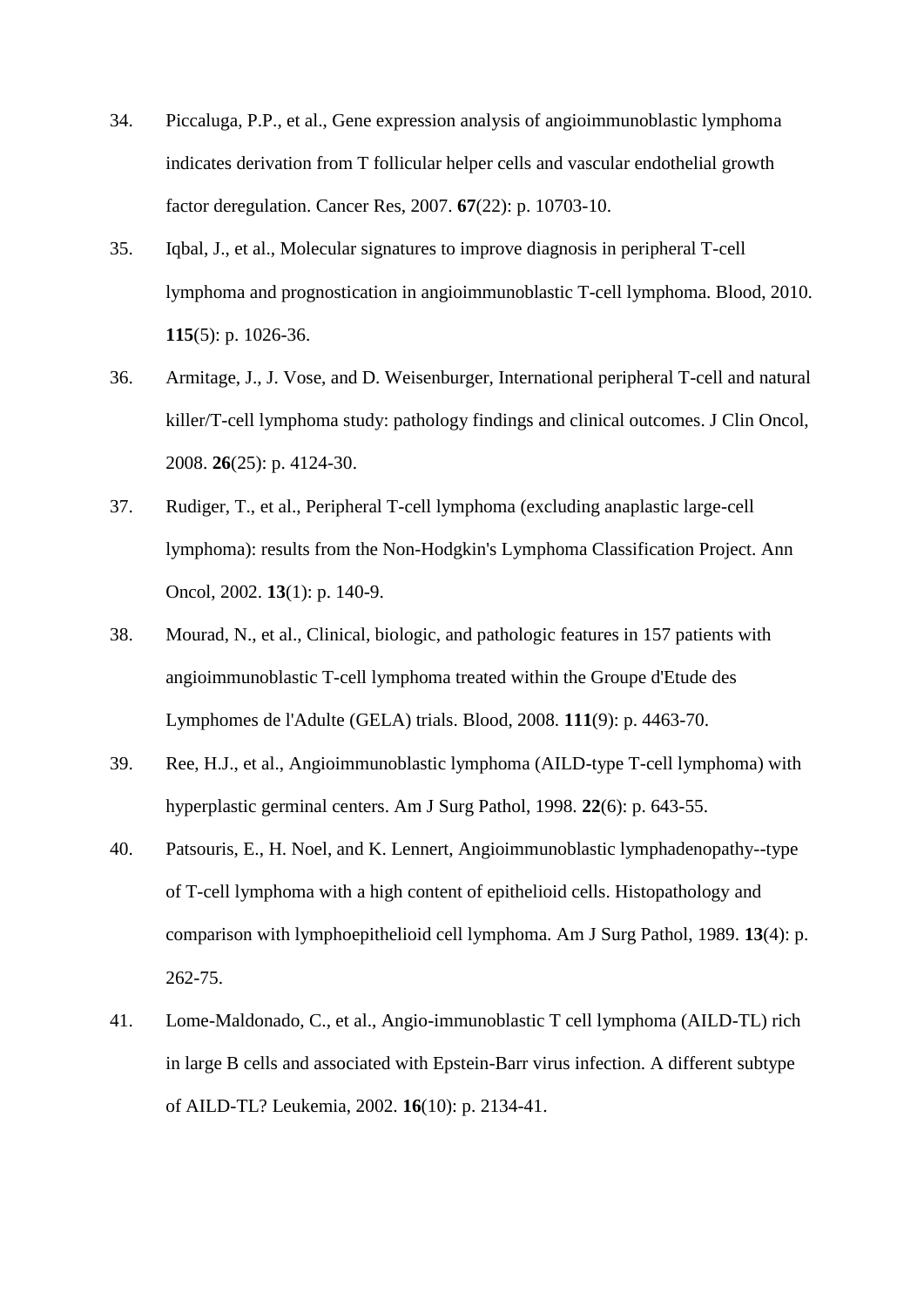34. Piccaluga, P.P., et al., Gene expression analysis of angioimmunoblastic lymphoma indicates derivation from T follicular helper cells and vascular endothelial growth factor deregulation. Cancer Res, 2007. **67**(22): p. 10703-10.

35. Iqbal, J., et al., Molecular signatures to improve diagnosis in peripheral T-cell lymphoma and prognostication in angioimmunoblastic T-cell lymphoma. Blood, 2010. **115**(5): p. 1026-36.

36. Armitage, J., J. Vose, and D. Weisenburger, International peripheral T-cell and natural killer/T-cell lymphoma study: pathology findings and clinical outcomes. J Clin Oncol, 2008. **26**(25): p. 4124-30.

37. Rudiger, T., et al., Peripheral T-cell lymphoma (excluding anaplastic large-cell lymphoma): results from the Non-Hodgkin's Lymphoma Classification Project. Ann Oncol, 2002. **13**(1): p. 140-9.

38. Mourad, N., et al., Clinical, biologic, and pathologic features in 157 patients with angioimmunoblastic T-cell lymphoma treated within the Groupe d'Etude des Lymphomes de l'Adulte (GELA) trials. Blood, 2008. **111**(9): p. 4463-70.

39. Ree, H.J., et al., Angioimmunoblastic lymphoma (AILD-type T-cell lymphoma) with hyperplastic germinal centers. Am J Surg Pathol, 1998. **22**(6): p. 643-55.

40. Patsouris, E., H. Noel, and K. Lennert, Angioimmunoblastic lymphadenopathy--type of T-cell lymphoma with a high content of epithelioid cells. Histopathology and comparison with lymphoepithelioid cell lymphoma. Am J Surg Pathol, 1989. **13**(4): p. 262-75.

41. Lome-Maldonado, C., et al., Angio-immunoblastic T cell lymphoma (AILD-TL) rich in large B cells and associated with Epstein-Barr virus infection. A different subtype of AILD-TL? Leukemia, 2002. **16**(10): p. 2134-41.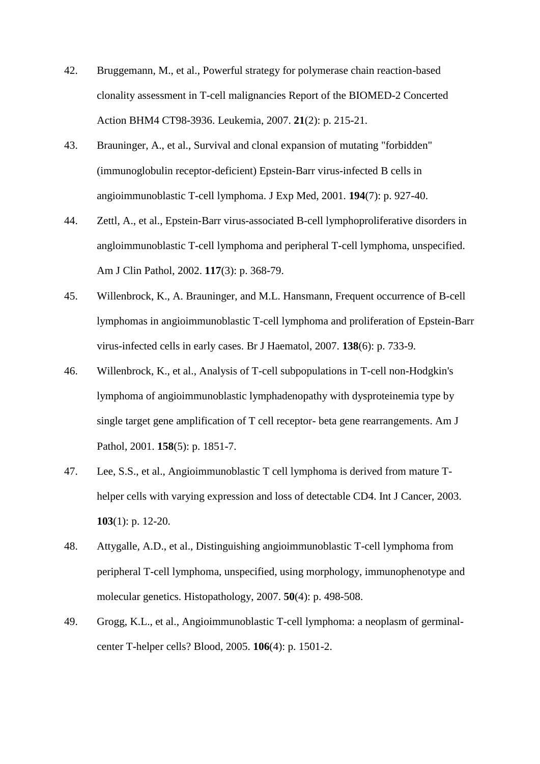42. Bruggemann, M., et al., Powerful strategy for polymerase chain reaction-based clonality assessment in T-cell malignancies Report of the BIOMED-2 Concerted Action BHM4 CT98-3936. Leukemia, 2007. **21**(2): p. 215-21.

43. Brauninger, A., et al., Survival and clonal expansion of mutating "forbidden" (immunoglobulin receptor-deficient) Epstein-Barr virus-infected B cells in angioimmunoblastic T-cell lymphoma. J Exp Med, 2001. **194**(7): p. 927-40.

44. Zettl, A., et al., Epstein-Barr virus-associated B-cell lymphoproliferative disorders in angloimmunoblastic T-cell lymphoma and peripheral T-cell lymphoma, unspecified. Am J Clin Pathol, 2002. **117**(3): p. 368-79.

45. Willenbrock, K., A. Brauninger, and M.L. Hansmann, Frequent occurrence of B-cell lymphomas in angioimmunoblastic T-cell lymphoma and proliferation of Epstein-Barr virus-infected cells in early cases. Br J Haematol, 2007. **138**(6): p. 733-9.

46. Willenbrock, K., et al., Analysis of T-cell subpopulations in T-cell non-Hodgkin's lymphoma of angioimmunoblastic lymphadenopathy with dysproteinemia type by single target gene amplification of T cell receptor- beta gene rearrangements. Am J Pathol, 2001. **158**(5): p. 1851-7.

47. Lee, S.S., et al., Angioimmunoblastic T cell lymphoma is derived from mature T-helper cells with varying expression and loss of detectable CD4. Int J Cancer, 2003. **103**(1): p. 12-20.

48. Attygalle, A.D., et al., Distinguishing angioimmunoblastic T-cell lymphoma from peripheral T-cell lymphoma, unspecified, using morphology, immunophenotype and molecular genetics. Histopathology, 2007. **50**(4): p. 498-508.

49. Grogg, K.L., et al., Angioimmunoblastic T-cell lymphoma: a neoplasm of germinal-center T-helper cells? Blood, 2005. **106**(4): p. 1501-2.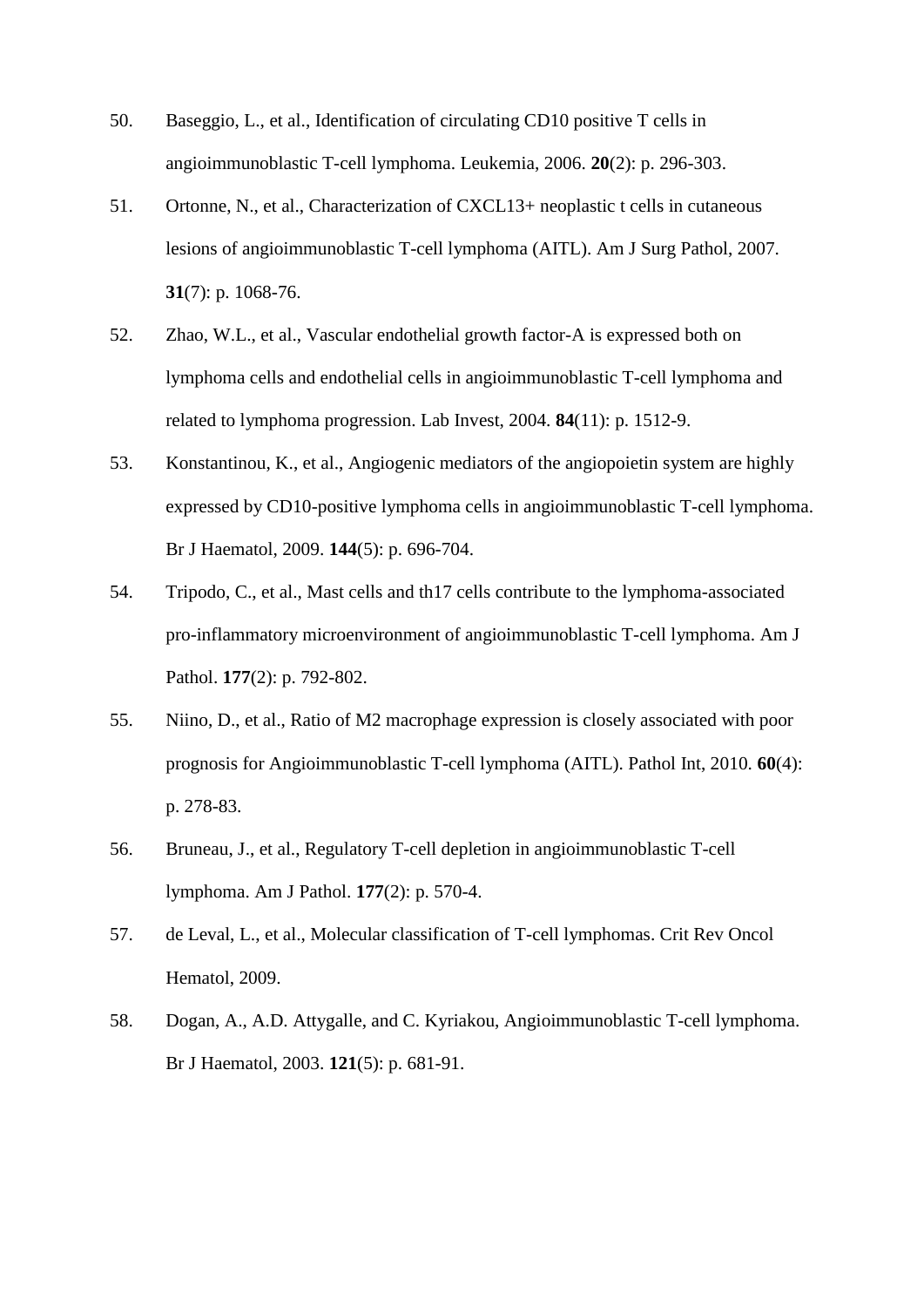50. Baseggio, L., et al., Identification of circulating CD10 positive T cells in angioimmunoblastic T-cell lymphoma. Leukemia, 2006. **20**(2): p. 296-303.

51. Ortonne, N., et al., Characterization of CXCL13+ neoplastic t cells in cutaneous lesions of angioimmunoblastic T-cell lymphoma (AITL). Am J Surg Pathol, 2007. **31**(7): p. 1068-76.

52. Zhao, W.L., et al., Vascular endothelial growth factor-A is expressed both on lymphoma cells and endothelial cells in angioimmunoblastic T-cell lymphoma and related to lymphoma progression. Lab Invest, 2004. **84**(11): p. 1512-9.

53. Konstantinou, K., et al., Angiogenic mediators of the angiopoietin system are highly expressed by CD10-positive lymphoma cells in angioimmunoblastic T-cell lymphoma. Br J Haematol, 2009. **144**(5): p. 696-704.

54. Tripodo, C., et al., Mast cells and th17 cells contribute to the lymphoma-associated pro-inflammatory microenvironment of angioimmunoblastic T-cell lymphoma. Am J Pathol. **177**(2): p. 792-802.

55. Niino, D., et al., Ratio of M2 macrophage expression is closely associated with poor prognosis for Angioimmunoblastic T-cell lymphoma (AITL). Pathol Int, 2010. **60**(4): p. 278-83.

56. Bruneau, J., et al., Regulatory T-cell depletion in angioimmunoblastic T-cell lymphoma. Am J Pathol. **177**(2): p. 570-4.

57. de Leval, L., et al., Molecular classification of T-cell lymphomas. Crit Rev Oncol Hematol, 2009.

58. Dogan, A., A.D. Attygalle, and C. Kyriakou, Angioimmunoblastic T-cell lymphoma. Br J Haematol, 2003. **121**(5): p. 681-91.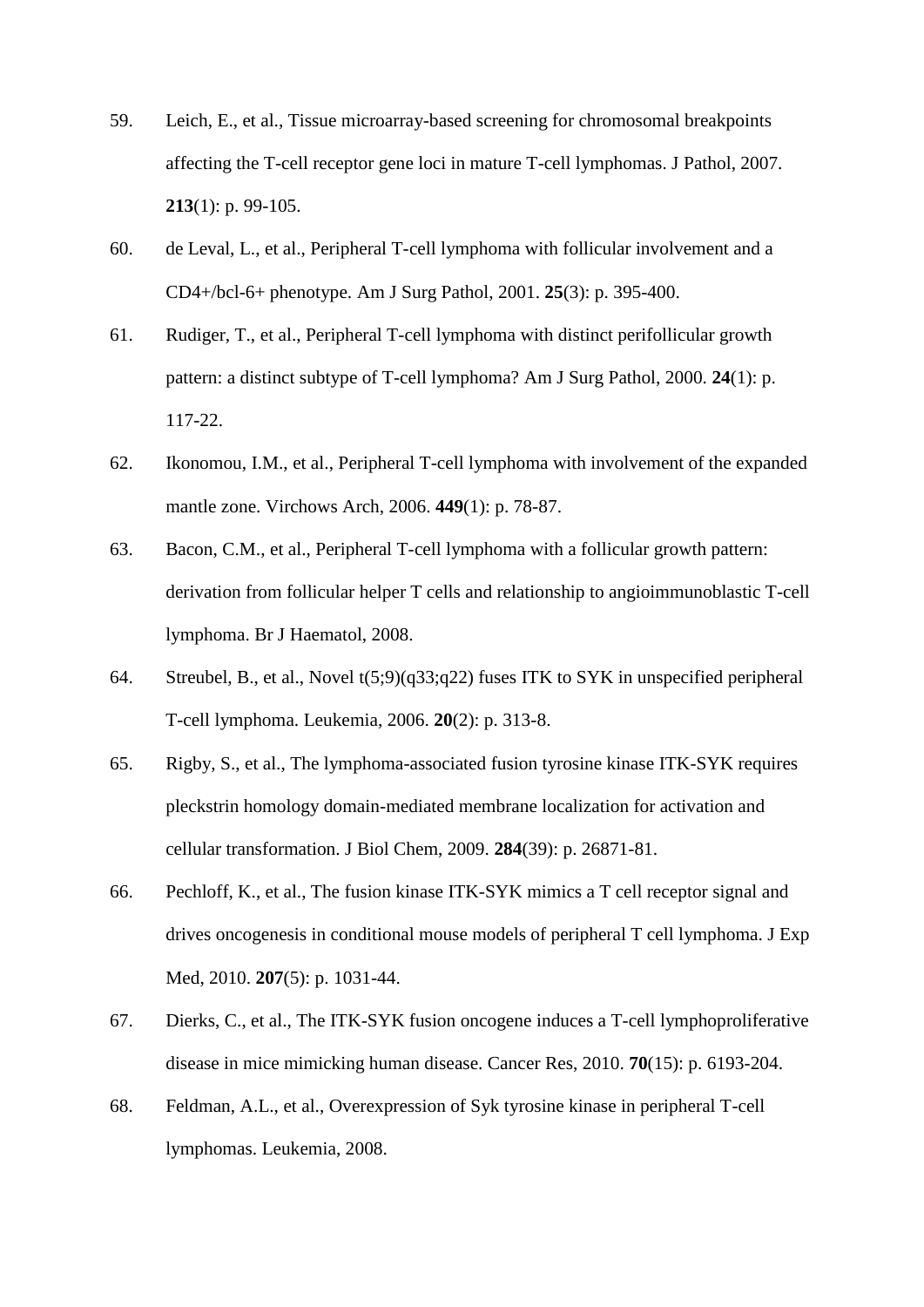59. Leich, E., et al., Tissue microarray-based screening for chromosomal breakpoints affecting the T-cell receptor gene loci in mature T-cell lymphomas. J Pathol, 2007. **213**(1): p. 99-105.
60. de Leval, L., et al., Peripheral T-cell lymphoma with follicular involvement and a CD4+/bcl-6+ phenotype. Am J Surg Pathol, 2001. **25**(3): p. 395-400.
61. Rudiger, T., et al., Peripheral T-cell lymphoma with distinct perifollicular growth pattern: a distinct subtype of T-cell lymphoma? Am J Surg Pathol, 2000. **24**(1): p. 117-22.
62. Ikonomou, I.M., et al., Peripheral T-cell lymphoma with involvement of the expanded mantle zone. Virchows Arch, 2006. **449**(1): p. 78-87.
63. Bacon, C.M., et al., Peripheral T-cell lymphoma with a follicular growth pattern: derivation from follicular helper T cells and relationship to angioimmunoblastic T-cell lymphoma. Br J Haematol, 2008.
64. Streubel, B., et al., Novel t(5;9)(q33;q22) fuses ITK to SYK in unspecified peripheral T-cell lymphoma. Leukemia, 2006. **20**(2): p. 313-8.
65. Rigby, S., et al., The lymphoma-associated fusion tyrosine kinase ITK-SYK requires pleckstrin homology domain-mediated membrane localization for activation and cellular transformation. J Biol Chem, 2009. **284**(39): p. 26871-81.
66. Pechloff, K., et al., The fusion kinase ITK-SYK mimics a T cell receptor signal and drives oncogenesis in conditional mouse models of peripheral T cell lymphoma. J Exp Med, 2010. **207**(5): p. 1031-44.
67. Dierks, C., et al., The ITK-SYK fusion oncogene induces a T-cell lymphoproliferative disease in mice mimicking human disease. Cancer Res, 2010. **70**(15): p. 6193-204.
68. Feldman, A.L., et al., Overexpression of Syk tyrosine kinase in peripheral T-cell lymphomas. Leukemia, 2008.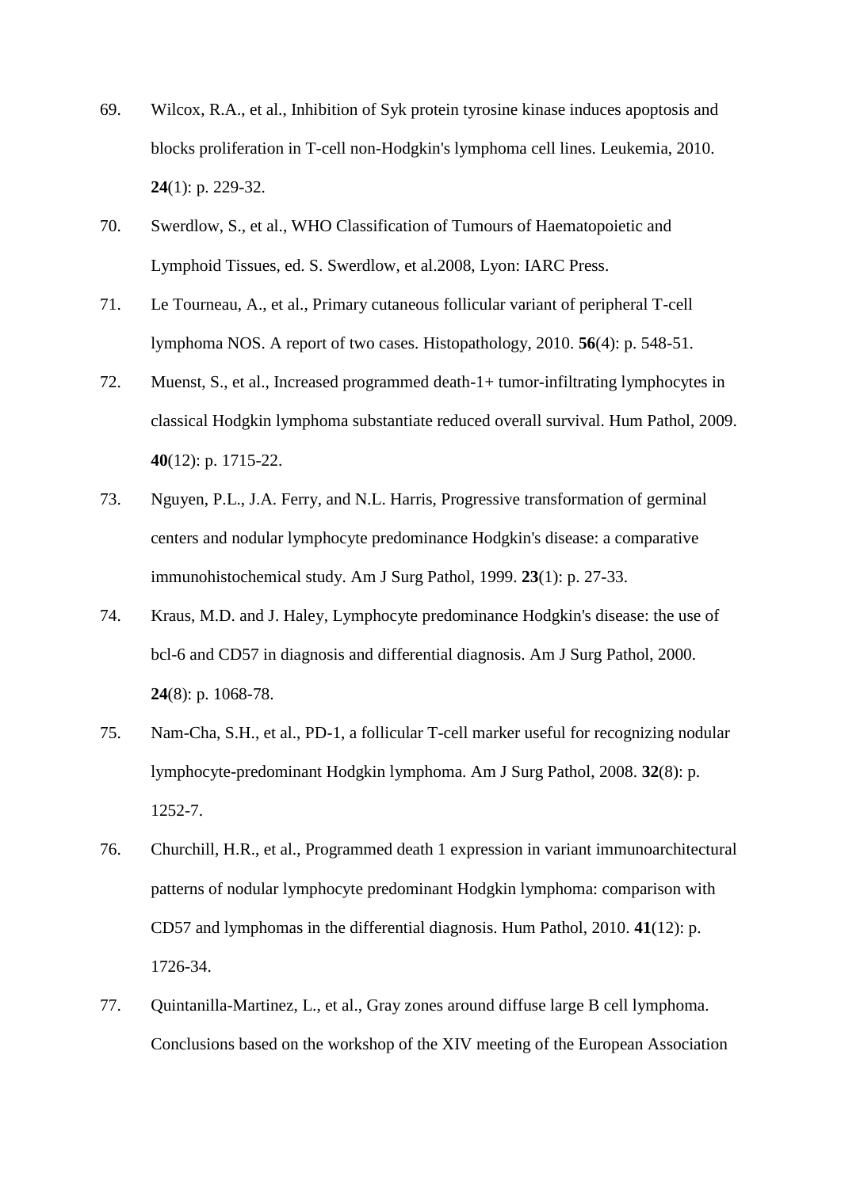69. Wilcox, R.A., et al., Inhibition of Syk protein tyrosine kinase induces apoptosis and blocks proliferation in T-cell non-Hodgkin's lymphoma cell lines. Leukemia, 2010. **24**(1): p. 229-32.
70. Swerdlow, S., et al., WHO Classification of Tumours of Haematopoietic and Lymphoid Tissues, ed. S. Swerdlow, et al.2008, Lyon: IARC Press.
71. Le Tourneau, A., et al., Primary cutaneous follicular variant of peripheral T-cell lymphoma NOS. A report of two cases. Histopathology, 2010. **56**(4): p. 548-51.
72. Muenst, S., et al., Increased programmed death-1+ tumor-infiltrating lymphocytes in classical Hodgkin lymphoma substantiate reduced overall survival. Hum Pathol, 2009. **40**(12): p. 1715-22.
73. Nguyen, P.L., J.A. Ferry, and N.L. Harris, Progressive transformation of germinal centers and nodular lymphocyte predominance Hodgkin's disease: a comparative immunohistochemical study. Am J Surg Pathol, 1999. **23**(1): p. 27-33.
74. Kraus, M.D. and J. Haley, Lymphocyte predominance Hodgkin's disease: the use of bcl-6 and CD57 in diagnosis and differential diagnosis. Am J Surg Pathol, 2000. **24**(8): p. 1068-78.
75. Nam-Cha, S.H., et al., PD-1, a follicular T-cell marker useful for recognizing nodular lymphocyte-predominant Hodgkin lymphoma. Am J Surg Pathol, 2008. **32**(8): p. 1252-7.
76. Churchill, H.R., et al., Programmed death 1 expression in variant immunoarchitectural patterns of nodular lymphocyte predominant Hodgkin lymphoma: comparison with CD57 and lymphomas in the differential diagnosis. Hum Pathol, 2010. **41**(12): p. 1726-34.
77. Quintanilla-Martinez, L., et al., Gray zones around diffuse large B cell lymphoma. Conclusions based on the workshop of the XIV meeting of the European Association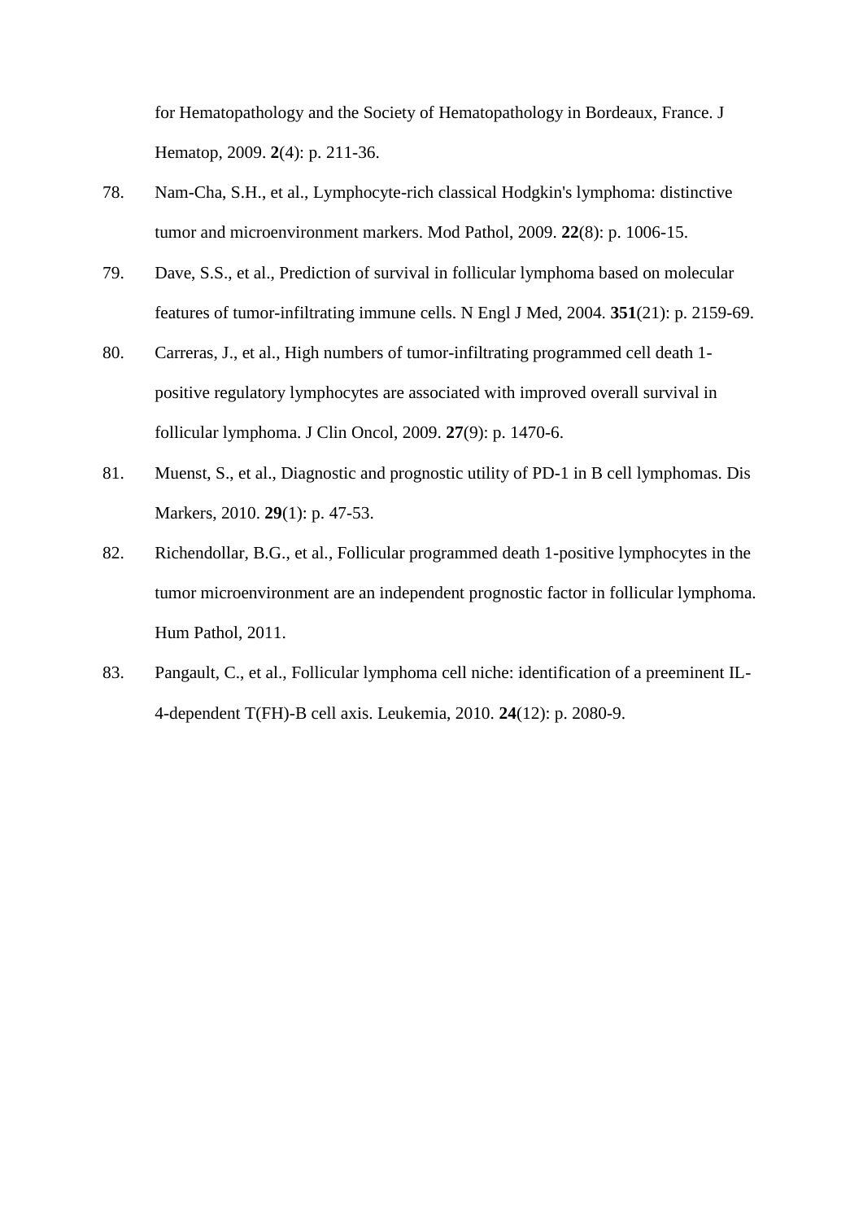for Hematopathology and the Society of Hematopathology in Bordeaux, France. J Hematop, 2009. **2**(4): p. 211-36.

78. Nam-Cha, S.H., et al., Lymphocyte-rich classical Hodgkin's lymphoma: distinctive tumor and microenvironment markers. Mod Pathol, 2009. **22**(8): p. 1006-15.

79. Dave, S.S., et al., Prediction of survival in follicular lymphoma based on molecular features of tumor-infiltrating immune cells. N Engl J Med, 2004. **351**(21): p. 2159-69.

80. Carreras, J., et al., High numbers of tumor-infiltrating programmed cell death 1-positive regulatory lymphocytes are associated with improved overall survival in follicular lymphoma. J Clin Oncol, 2009. **27**(9): p. 1470-6.

81. Muenst, S., et al., Diagnostic and prognostic utility of PD-1 in B cell lymphomas. Dis Markers, 2010. **29**(1): p. 47-53.

82. Richendollar, B.G., et al., Follicular programmed death 1-positive lymphocytes in the tumor microenvironment are an independent prognostic factor in follicular lymphoma. Hum Pathol, 2011.

83. Pangault, C., et al., Follicular lymphoma cell niche: identification of a preeminent IL-4-dependent T(FH)-B cell axis. Leukemia, 2010. **24**(12): p. 2080-9.